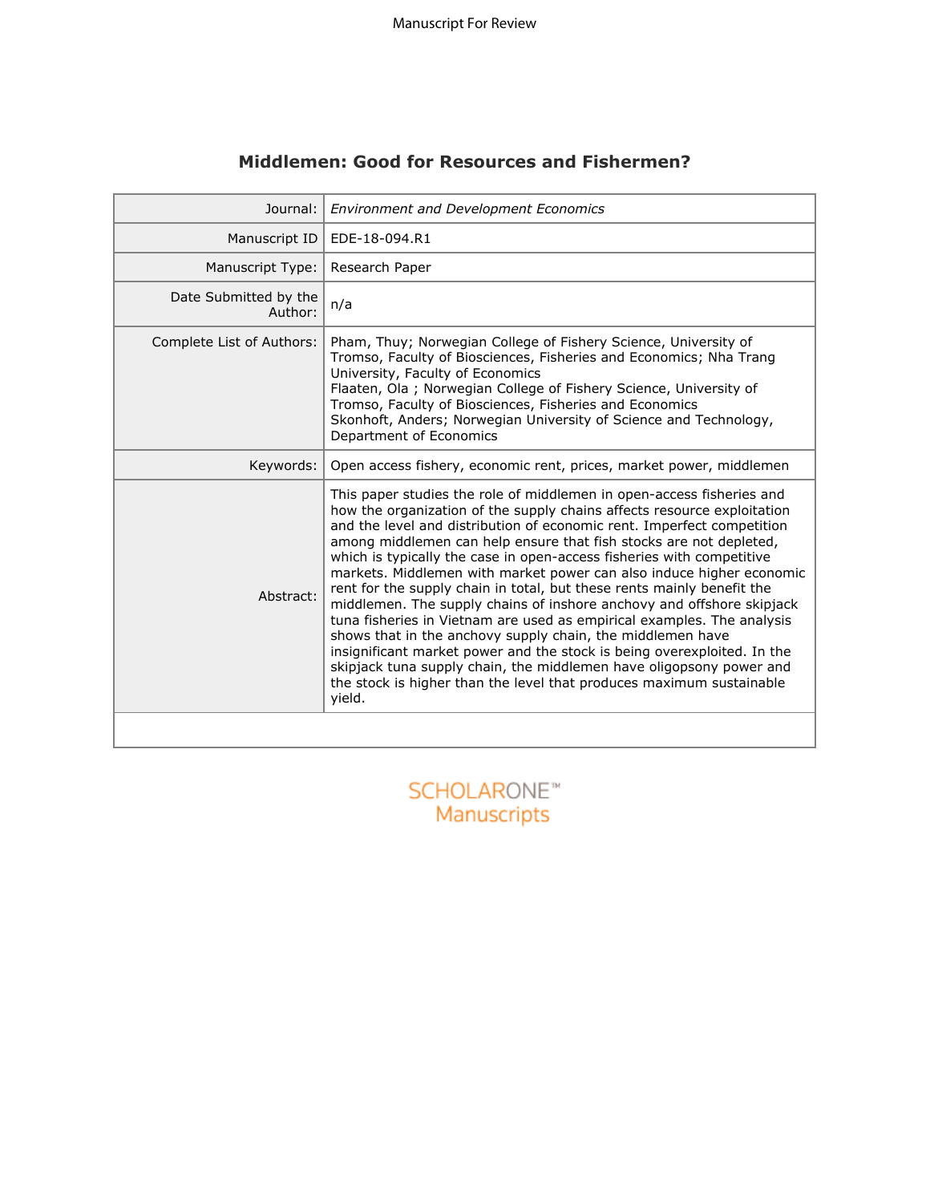Manuscript For Review

# Middlemen: Good for Resources and Fishermen?

| | |
|---|---|
| Journal: | *Environment and Development Economics* |
| Manuscript ID | EDE-18-094.R1 |
| Manuscript Type: | Research Paper |
| Date Submitted by the Author: | n/a |
| Complete List of Authors: | Pham, Thuy; Norwegian College of Fishery Science, University of Tromso, Faculty of Biosciences, Fisheries and Economics; Nha Trang University, Faculty of Economics<br>Flaaten, Ola ; Norwegian College of Fishery Science, University of Tromso, Faculty of Biosciences, Fisheries and Economics<br>Skonhoft, Anders; Norwegian University of Science and Technology, Department of Economics |
| Keywords: | Open access fishery, economic rent, prices, market power, middlemen |
| Abstract: | This paper studies the role of middlemen in open-access fisheries and how the organization of the supply chains affects resource exploitation and the level and distribution of economic rent. Imperfect competition among middlemen can help ensure that fish stocks are not depleted, which is typically the case in open-access fisheries with competitive markets. Middlemen with market power can also induce higher economic rent for the supply chain in total, but these rents mainly benefit the middlemen. The supply chains of inshore anchovy and offshore skipjack tuna fisheries in Vietnam are used as empirical examples. The analysis shows that in the anchovy supply chain, the middlemen have insignificant market power and the stock is being overexploited. In the skipjack tuna supply chain, the middlemen have oligopsony power and the stock is higher than the level that produces maximum sustainable yield. |

SCHOLARONE™ Manuscripts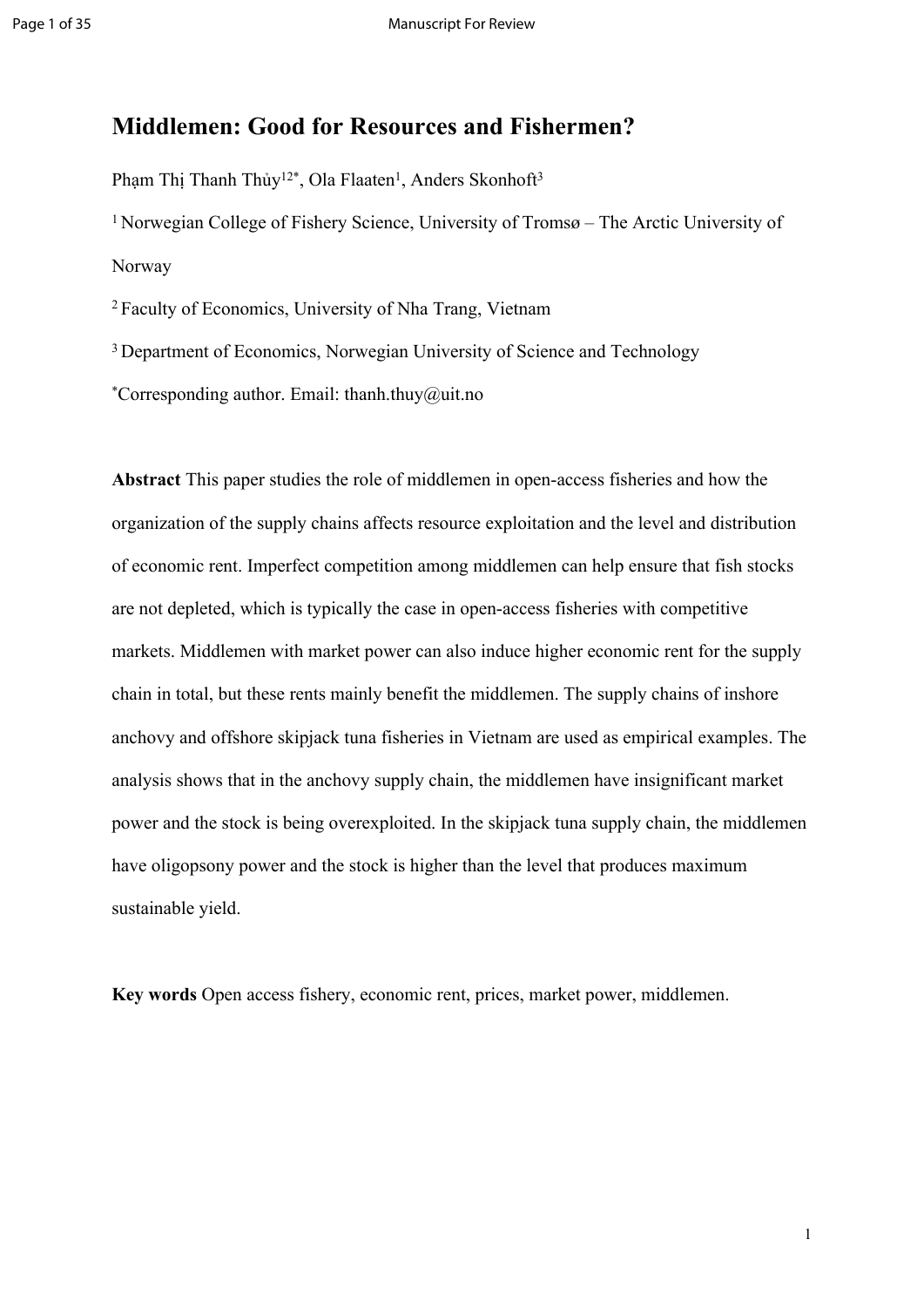# Middlemen: Good for Resources and Fishermen?

Phạm Thị Thanh Thủy[1,2*], Ola Flaaten[1], Anders Skonhoft[3]

[1] Norwegian College of Fishery Science, University of Tromsø – The Arctic University of Norway

[2] Faculty of Economics, University of Nha Trang, Vietnam

[3] Department of Economics, Norwegian University of Science and Technology

[*]Corresponding author. Email: thanh.thuy@uit.no

**Abstract** This paper studies the role of middlemen in open-access fisheries and how the organization of the supply chains affects resource exploitation and the level and distribution of economic rent. Imperfect competition among middlemen can help ensure that fish stocks are not depleted, which is typically the case in open-access fisheries with competitive markets. Middlemen with market power can also induce higher economic rent for the supply chain in total, but these rents mainly benefit the middlemen. The supply chains of inshore anchovy and offshore skipjack tuna fisheries in Vietnam are used as empirical examples. The analysis shows that in the anchovy supply chain, the middlemen have insignificant market power and the stock is being overexploited. In the skipjack tuna supply chain, the middlemen have oligopsony power and the stock is higher than the level that produces maximum sustainable yield.

**Key words** Open access fishery, economic rent, prices, market power, middlemen.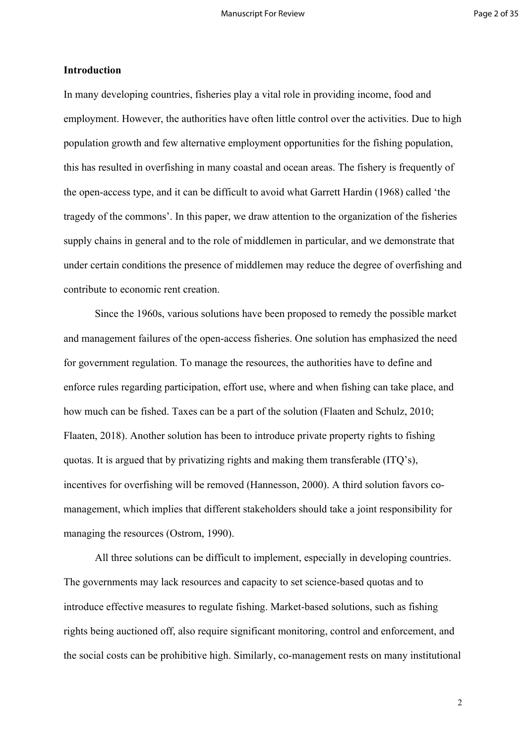## Introduction

In many developing countries, fisheries play a vital role in providing income, food and employment. However, the authorities have often little control over the activities. Due to high population growth and few alternative employment opportunities for the fishing population, this has resulted in overfishing in many coastal and ocean areas. The fishery is frequently of the open-access type, and it can be difficult to avoid what Garrett Hardin (1968) called 'the tragedy of the commons'. In this paper, we draw attention to the organization of the fisheries supply chains in general and to the role of middlemen in particular, and we demonstrate that under certain conditions the presence of middlemen may reduce the degree of overfishing and contribute to economic rent creation.

Since the 1960s, various solutions have been proposed to remedy the possible market and management failures of the open-access fisheries. One solution has emphasized the need for government regulation. To manage the resources, the authorities have to define and enforce rules regarding participation, effort use, where and when fishing can take place, and how much can be fished. Taxes can be a part of the solution (Flaaten and Schulz, 2010; Flaaten, 2018). Another solution has been to introduce private property rights to fishing quotas. It is argued that by privatizing rights and making them transferable (ITQ's), incentives for overfishing will be removed (Hannesson, 2000). A third solution favors co-management, which implies that different stakeholders should take a joint responsibility for managing the resources (Ostrom, 1990).

All three solutions can be difficult to implement, especially in developing countries. The governments may lack resources and capacity to set science-based quotas and to introduce effective measures to regulate fishing. Market-based solutions, such as fishing rights being auctioned off, also require significant monitoring, control and enforcement, and the social costs can be prohibitive high. Similarly, co-management rests on many institutional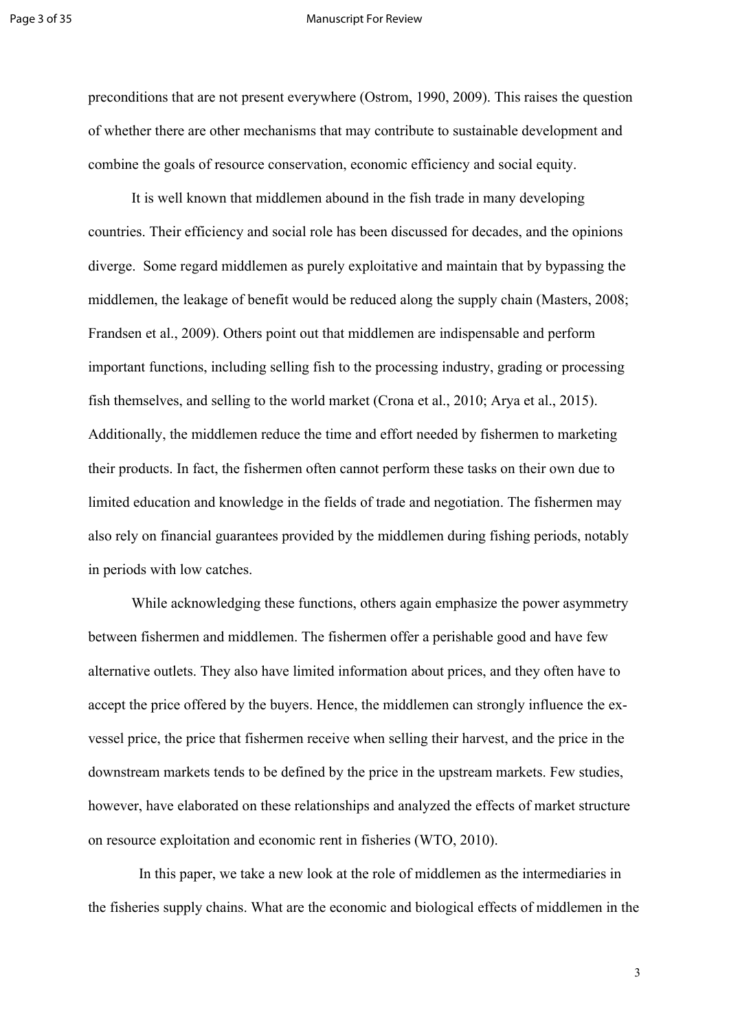preconditions that are not present everywhere (Ostrom, 1990, 2009). This raises the question of whether there are other mechanisms that may contribute to sustainable development and combine the goals of resource conservation, economic efficiency and social equity.

It is well known that middlemen abound in the fish trade in many developing countries. Their efficiency and social role has been discussed for decades, and the opinions diverge. Some regard middlemen as purely exploitative and maintain that by bypassing the middlemen, the leakage of benefit would be reduced along the supply chain (Masters, 2008; Frandsen et al., 2009). Others point out that middlemen are indispensable and perform important functions, including selling fish to the processing industry, grading or processing fish themselves, and selling to the world market (Crona et al., 2010; Arya et al., 2015). Additionally, the middlemen reduce the time and effort needed by fishermen to marketing their products. In fact, the fishermen often cannot perform these tasks on their own due to limited education and knowledge in the fields of trade and negotiation. The fishermen may also rely on financial guarantees provided by the middlemen during fishing periods, notably in periods with low catches.

While acknowledging these functions, others again emphasize the power asymmetry between fishermen and middlemen. The fishermen offer a perishable good and have few alternative outlets. They also have limited information about prices, and they often have to accept the price offered by the buyers. Hence, the middlemen can strongly influence the ex-vessel price, the price that fishermen receive when selling their harvest, and the price in the downstream markets tends to be defined by the price in the upstream markets. Few studies, however, have elaborated on these relationships and analyzed the effects of market structure on resource exploitation and economic rent in fisheries (WTO, 2010).

In this paper, we take a new look at the role of middlemen as the intermediaries in the fisheries supply chains. What are the economic and biological effects of middlemen in the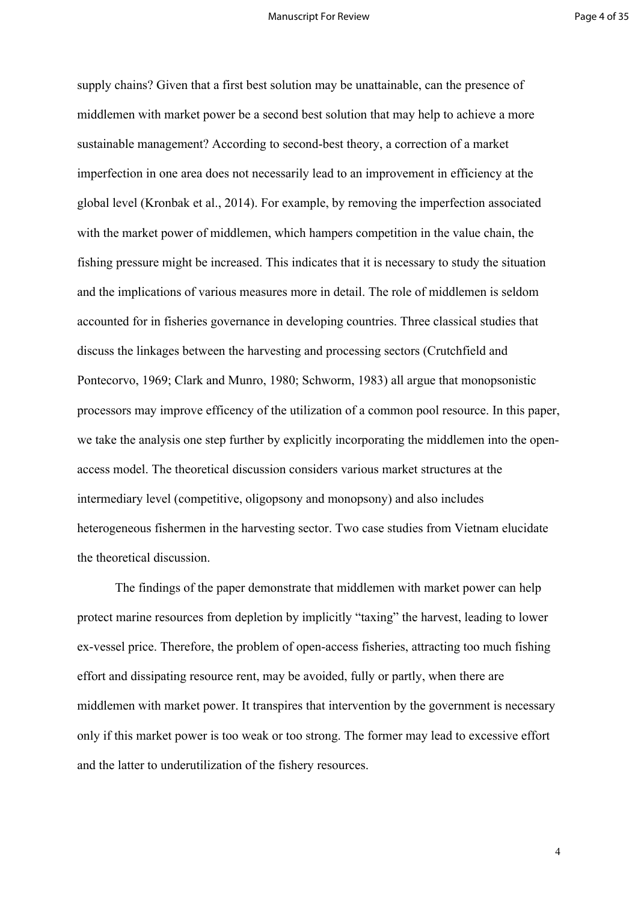supply chains? Given that a first best solution may be unattainable, can the presence of middlemen with market power be a second best solution that may help to achieve a more sustainable management? According to second-best theory, a correction of a market imperfection in one area does not necessarily lead to an improvement in efficiency at the global level (Kronbak et al., 2014). For example, by removing the imperfection associated with the market power of middlemen, which hampers competition in the value chain, the fishing pressure might be increased. This indicates that it is necessary to study the situation and the implications of various measures more in detail. The role of middlemen is seldom accounted for in fisheries governance in developing countries. Three classical studies that discuss the linkages between the harvesting and processing sectors (Crutchfield and Pontecorvo, 1969; Clark and Munro, 1980; Schworm, 1983) all argue that monopsonistic processors may improve efficency of the utilization of a common pool resource. In this paper, we take the analysis one step further by explicitly incorporating the middlemen into the open-access model. The theoretical discussion considers various market structures at the intermediary level (competitive, oligopsony and monopsony) and also includes heterogeneous fishermen in the harvesting sector. Two case studies from Vietnam elucidate the theoretical discussion.

The findings of the paper demonstrate that middlemen with market power can help protect marine resources from depletion by implicitly "taxing" the harvest, leading to lower ex-vessel price. Therefore, the problem of open-access fisheries, attracting too much fishing effort and dissipating resource rent, may be avoided, fully or partly, when there are middlemen with market power. It transpires that intervention by the government is necessary only if this market power is too weak or too strong. The former may lead to excessive effort and the latter to underutilization of the fishery resources.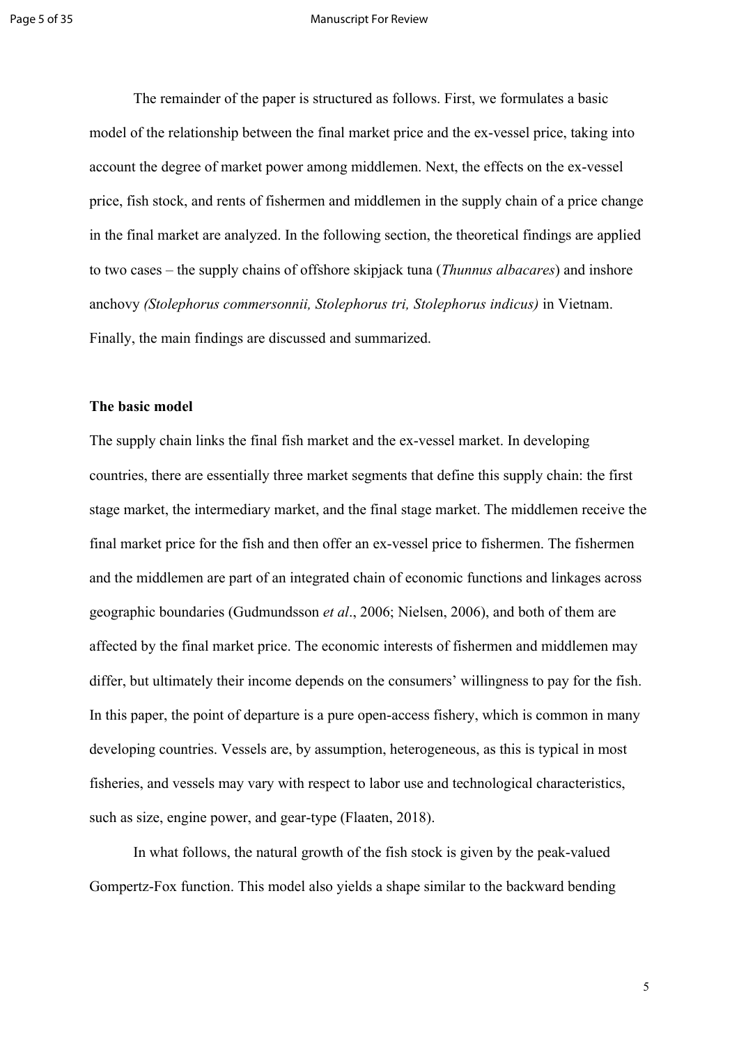The remainder of the paper is structured as follows. First, we formulates a basic model of the relationship between the final market price and the ex-vessel price, taking into account the degree of market power among middlemen. Next, the effects on the ex-vessel price, fish stock, and rents of fishermen and middlemen in the supply chain of a price change in the final market are analyzed. In the following section, the theoretical findings are applied to two cases – the supply chains of offshore skipjack tuna (*Thunnus albacares*) and inshore anchovy *(Stolephorus commersonnii, Stolephorus tri, Stolephorus indicus)* in Vietnam. Finally, the main findings are discussed and summarized.

## The basic model

The supply chain links the final fish market and the ex-vessel market. In developing countries, there are essentially three market segments that define this supply chain: the first stage market, the intermediary market, and the final stage market. The middlemen receive the final market price for the fish and then offer an ex-vessel price to fishermen. The fishermen and the middlemen are part of an integrated chain of economic functions and linkages across geographic boundaries (Gudmundsson *et al*., 2006; Nielsen, 2006), and both of them are affected by the final market price. The economic interests of fishermen and middlemen may differ, but ultimately their income depends on the consumers' willingness to pay for the fish. In this paper, the point of departure is a pure open-access fishery, which is common in many developing countries. Vessels are, by assumption, heterogeneous, as this is typical in most fisheries, and vessels may vary with respect to labor use and technological characteristics, such as size, engine power, and gear-type (Flaaten, 2018).

In what follows, the natural growth of the fish stock is given by the peak-valued Gompertz-Fox function. This model also yields a shape similar to the backward bending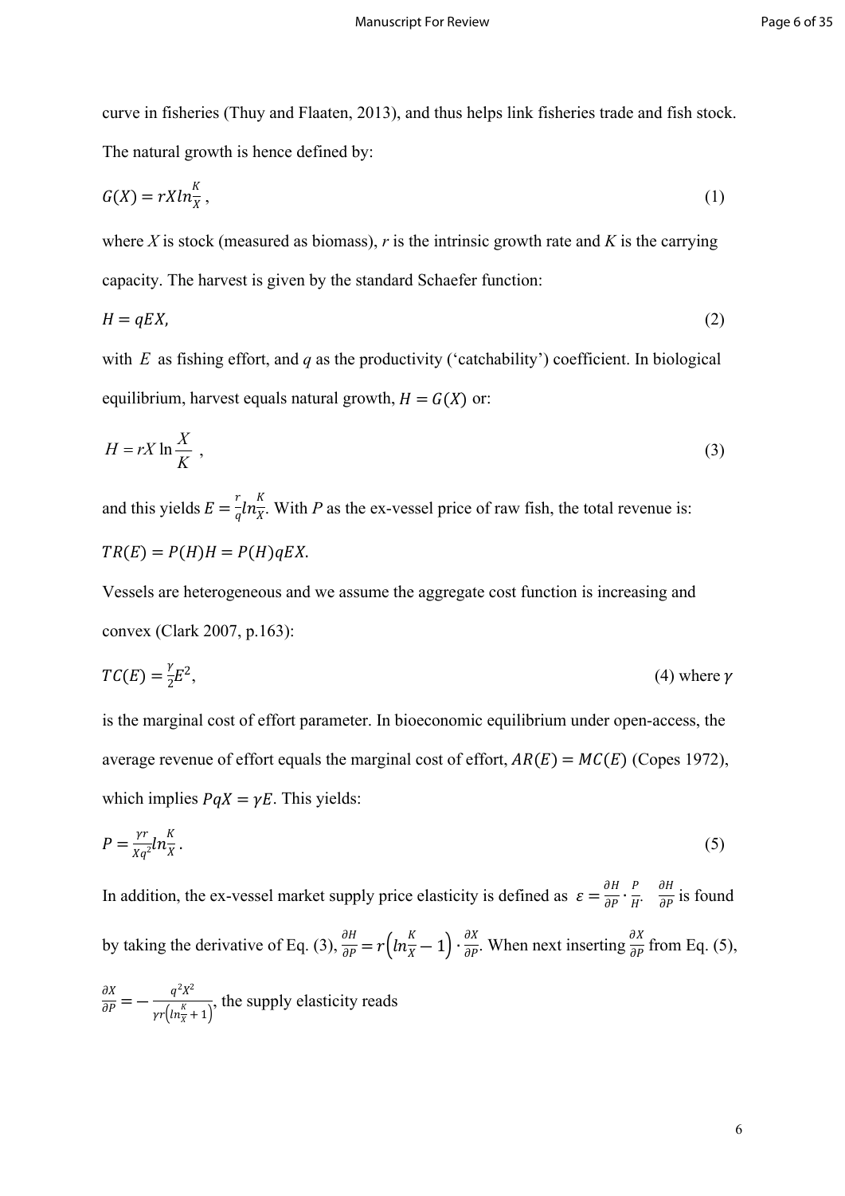curve in fisheries (Thuy and Flaaten, 2013), and thus helps link fisheries trade and fish stock. The natural growth is hence defined by:

$$G(X) = rXln\frac{K}{X}, \tag{1}$$

where $X$ is stock (measured as biomass), $r$ is the intrinsic growth rate and $K$ is the carrying capacity. The harvest is given by the standard Schaefer function:

$$H = qEX, \tag{2}$$

with $E$ as fishing effort, and $q$ as the productivity ('catchability') coefficient. In biological equilibrium, harvest equals natural growth, $H = G(X)$ or:

$$H = rX \ln\frac{X}{K}, \tag{3}$$

and this yields $E = \frac{r}{q}ln\frac{K}{X}$. With $P$ as the ex-vessel price of raw fish, the total revenue is:

$$TR(E) = P(H)H = P(H)qEX.$$

Vessels are heterogeneous and we assume the aggregate cost function is increasing and convex (Clark 2007, p.163):

$$TC(E) = \frac{\gamma}{2}E^2, \tag{4}$$

where $\gamma$ is the marginal cost of effort parameter. In bioeconomic equilibrium under open-access, the average revenue of effort equals the marginal cost of effort, $AR(E) = MC(E)$ (Copes 1972), which implies $PqX = \gamma E$. This yields:

$$P = \frac{\gamma r}{Xq^2}ln\frac{K}{X}. \tag{5}$$

In addition, the ex-vessel market supply price elasticity is defined as $\varepsilon = \frac{\partial H}{\partial P} \cdot \frac{P}{H}$. $\frac{\partial H}{\partial P}$ is found by taking the derivative of Eq. (3), $\frac{\partial H}{\partial P} = r\left(ln\frac{K}{X} - 1\right) \cdot \frac{\partial X}{\partial P}$. When next inserting $\frac{\partial X}{\partial P}$ from Eq. (5), $\frac{\partial X}{\partial P} = -\frac{q^2X^2}{\gamma r\left(ln\frac{K}{X} + 1\right)}$, the supply elasticity reads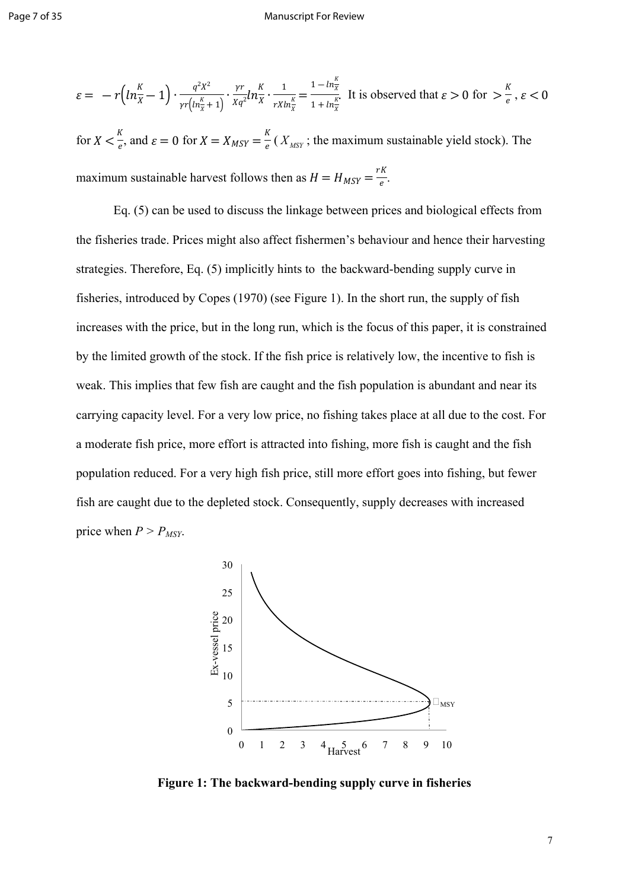$\varepsilon = -r\left(ln\frac{K}{X} - 1\right) \cdot \frac{q^2X^2}{\gamma r\left(ln\frac{K}{X}+1\right)} \cdot \frac{\gamma r}{Xq^2} ln\frac{K}{X} \cdot \frac{1}{rXln\frac{K}{X}} = \frac{1-ln\frac{K}{X}}{1+ln\frac{K}{X}}$. It is observed that $\varepsilon > 0$ for $> \frac{K}{e}$, $\varepsilon < 0$ for $X < \frac{K}{e}$, and $\varepsilon = 0$ for $X = X_{MSY} = \frac{K}{e}$ ($X_{MSY}$; the maximum sustainable yield stock). The maximum sustainable harvest follows then as $H = H_{MSY} = \frac{rK}{e}$.

Eq. (5) can be used to discuss the linkage between prices and biological effects from the fisheries trade. Prices might also affect fishermen's behaviour and hence their harvesting strategies. Therefore, Eq. (5) implicitly hints to the backward-bending supply curve in fisheries, introduced by Copes (1970) (see Figure 1). In the short run, the supply of fish increases with the price, but in the long run, which is the focus of this paper, it is constrained by the limited growth of the stock. If the fish price is relatively low, the incentive to fish is weak. This implies that few fish are caught and the fish population is abundant and near its carrying capacity level. For a very low price, no fishing takes place at all due to the cost. For a moderate fish price, more effort is attracted into fishing, more fish is caught and the fish population reduced. For a very high fish price, still more effort goes into fishing, but fewer fish are caught due to the depleted stock. Consequently, supply decreases with increased price when $P > P_{MSY}$.

**Figure 1: The backward-bending supply curve in fisheries**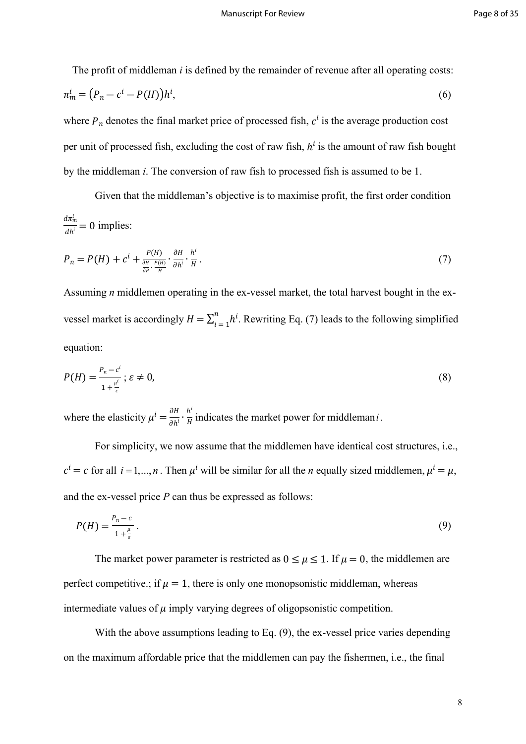The profit of middleman *i* is defined by the remainder of revenue after all operating costs:

$$\pi_m^i = \left(P_n - c^i - P(H)\right)h^i, \tag{6}$$

where $P_n$ denotes the final market price of processed fish, $c^i$ is the average production cost per unit of processed fish, excluding the cost of raw fish, $h^i$ is the amount of raw fish bought by the middleman *i*. The conversion of raw fish to processed fish is assumed to be 1.

Given that the middleman's objective is to maximise profit, the first order condition $\frac{d\pi_m^i}{dh^i} = 0$ implies:

$$P_n = P(H) + c^i + \frac{P(H)}{\frac{\partial H}{\partial P} \cdot \frac{P(H)}{H}} \cdot \frac{\partial H}{\partial h^i} \cdot \frac{h^i}{H}. \tag{7}$$

Assuming *n* middlemen operating in the ex-vessel market, the total harvest bought in the ex-vessel market is accordingly $H = \sum_{i=1}^{n} h^i$. Rewriting Eq. (7) leads to the following simplified equation:

$$P(H) = \frac{P_n - c^i}{1 + \frac{\mu^i}{\varepsilon}}; \; \varepsilon \neq 0, \tag{8}$$

where the elasticity $\mu^i = \frac{\partial H}{\partial h^i} \cdot \frac{h^i}{H}$ indicates the market power for middleman $i$.

For simplicity, we now assume that the middlemen have identical cost structures, i.e., $c^i = c$ for all $i = 1, ..., n$. Then $\mu^i$ will be similar for all the *n* equally sized middlemen, $\mu^i = \mu$, and the ex-vessel price *P* can thus be expressed as follows:

$$P(H) = \frac{P_n - c}{1 + \frac{\mu}{\varepsilon}}. \tag{9}$$

The market power parameter is restricted as $0 \leq \mu \leq 1$. If $\mu = 0$, the middlemen are perfect competitive.; if $\mu = 1$, there is only one monopsonistic middleman, whereas intermediate values of $\mu$ imply varying degrees of oligopsonistic competition.

With the above assumptions leading to Eq. (9), the ex-vessel price varies depending on the maximum affordable price that the middlemen can pay the fishermen, i.e., the final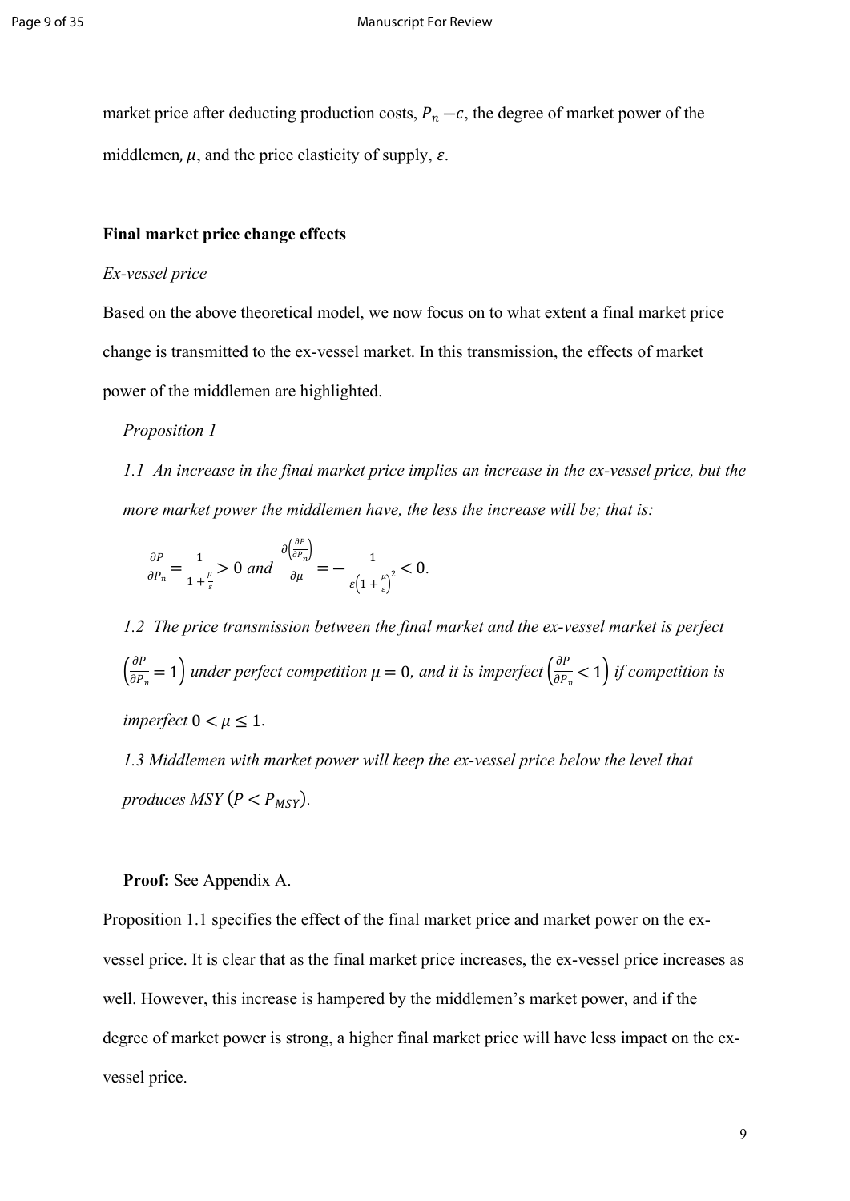market price after deducting production costs, $P_n - c$, the degree of market power of the middlemen, $\mu$, and the price elasticity of supply, $\varepsilon$.

**Final market price change effects**

*Ex-vessel price*

Based on the above theoretical model, we now focus on to what extent a final market price change is transmitted to the ex-vessel market. In this transmission, the effects of market power of the middlemen are highlighted.

*Proposition 1*

*1.1 An increase in the final market price implies an increase in the ex-vessel price, but the more market power the middlemen have, the less the increase will be; that is:*

$$\frac{\partial P}{\partial P_n} = \frac{1}{1+\frac{\mu}{\varepsilon}} > 0 \text{ and } \frac{\partial\left(\frac{\partial P}{\partial P_n}\right)}{\partial \mu} = -\frac{1}{\varepsilon\left(1+\frac{\mu}{\varepsilon}\right)^2} < 0.$$

*1.2 The price transmission between the final market and the ex-vessel market is perfect* $\left(\frac{\partial P}{\partial P_n} = 1\right)$ *under perfect competition* $\mu = 0$*, and it is imperfect* $\left(\frac{\partial P}{\partial P_n} < 1\right)$ *if competition is imperfect* $0 < \mu \leq 1$.

*1.3 Middlemen with market power will keep the ex-vessel price below the level that produces MSY* $(P < P_{MSY})$.

**Proof:** See Appendix A.

Proposition 1.1 specifies the effect of the final market price and market power on the ex-vessel price. It is clear that as the final market price increases, the ex-vessel price increases as well. However, this increase is hampered by the middlemen's market power, and if the degree of market power is strong, a higher final market price will have less impact on the ex-vessel price.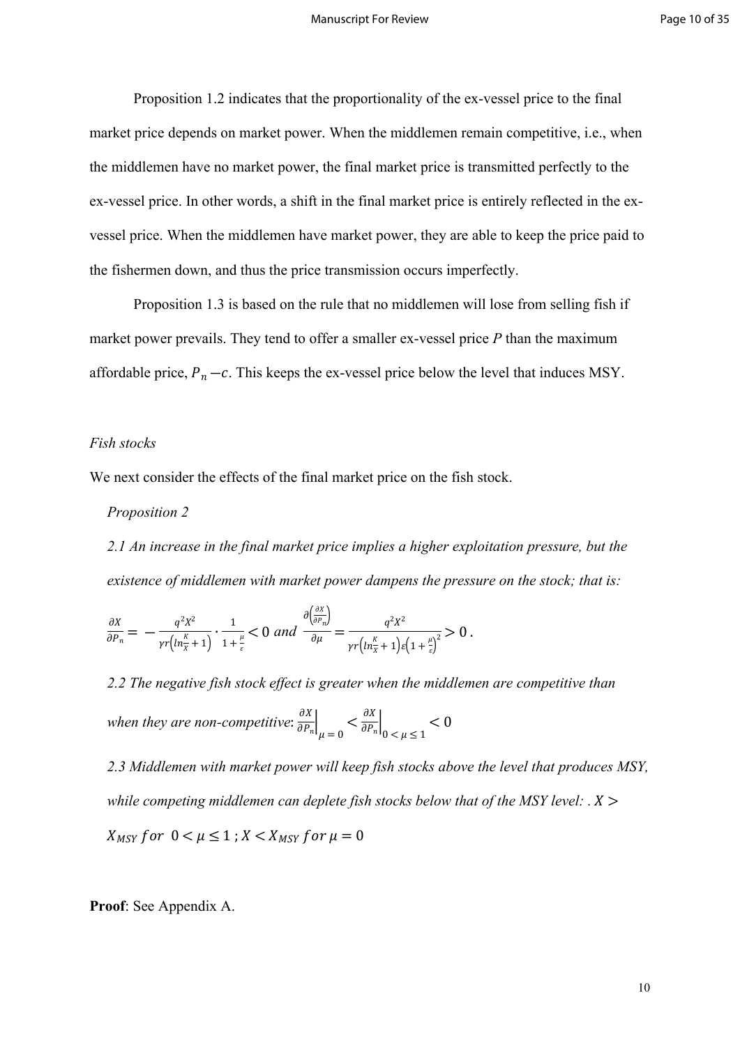Proposition 1.2 indicates that the proportionality of the ex-vessel price to the final market price depends on market power. When the middlemen remain competitive, i.e., when the middlemen have no market power, the final market price is transmitted perfectly to the ex-vessel price. In other words, a shift in the final market price is entirely reflected in the ex-vessel price. When the middlemen have market power, they are able to keep the price paid to the fishermen down, and thus the price transmission occurs imperfectly.

Proposition 1.3 is based on the rule that no middlemen will lose from selling fish if market power prevails. They tend to offer a smaller ex-vessel price *P* than the maximum affordable price, $P_n - c$. This keeps the ex-vessel price below the level that induces MSY.

*Fish stocks*

We next consider the effects of the final market price on the fish stock.

*Proposition 2*

*2.1 An increase in the final market price implies a higher exploitation pressure, but the existence of middlemen with market power dampens the pressure on the stock; that is:*

$$\frac{\partial X}{\partial P_n} = -\frac{q^2X^2}{\gamma r\left(ln\frac{K}{X}+1\right)} \cdot \frac{1}{1+\frac{\mu}{\varepsilon}} < 0 \ and \ \frac{\partial\left(\frac{\partial X}{\partial P_n}\right)}{\partial \mu} = \frac{q^2X^2}{\gamma r\left(ln\frac{K}{X}+1\right)\varepsilon\left(1+\frac{\mu}{\varepsilon}\right)^2} > 0 \, .$$

*2.2 The negative fish stock effect is greater when the middlemen are competitive than when they are non-competitive*: $\left.\frac{\partial X}{\partial P_n}\right|_{\mu=0} < \left.\frac{\partial X}{\partial P_n}\right|_{0<\mu\leq 1} < 0$

*2.3 Middlemen with market power will keep fish stocks above the level that produces MSY, while competing middlemen can deplete fish stocks below that of the MSY level: .* $X > X_{MSY}\ for\ 0 < \mu \leq 1 \ ; X < X_{MSY}\ for\ \mu = 0$

**Proof**: See Appendix A.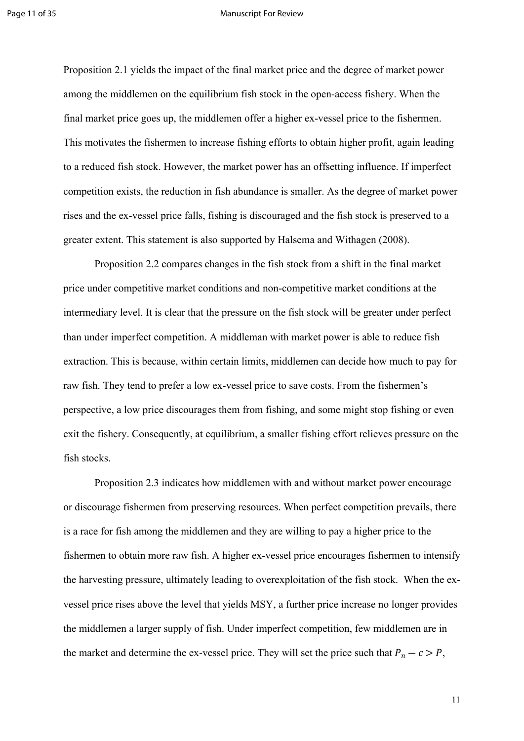Proposition 2.1 yields the impact of the final market price and the degree of market power among the middlemen on the equilibrium fish stock in the open-access fishery. When the final market price goes up, the middlemen offer a higher ex-vessel price to the fishermen. This motivates the fishermen to increase fishing efforts to obtain higher profit, again leading to a reduced fish stock. However, the market power has an offsetting influence. If imperfect competition exists, the reduction in fish abundance is smaller. As the degree of market power rises and the ex-vessel price falls, fishing is discouraged and the fish stock is preserved to a greater extent. This statement is also supported by Halsema and Withagen (2008).

Proposition 2.2 compares changes in the fish stock from a shift in the final market price under competitive market conditions and non-competitive market conditions at the intermediary level. It is clear that the pressure on the fish stock will be greater under perfect than under imperfect competition. A middleman with market power is able to reduce fish extraction. This is because, within certain limits, middlemen can decide how much to pay for raw fish. They tend to prefer a low ex-vessel price to save costs. From the fishermen's perspective, a low price discourages them from fishing, and some might stop fishing or even exit the fishery. Consequently, at equilibrium, a smaller fishing effort relieves pressure on the fish stocks.

Proposition 2.3 indicates how middlemen with and without market power encourage or discourage fishermen from preserving resources. When perfect competition prevails, there is a race for fish among the middlemen and they are willing to pay a higher price to the fishermen to obtain more raw fish. A higher ex-vessel price encourages fishermen to intensify the harvesting pressure, ultimately leading to overexploitation of the fish stock. When the ex-vessel price rises above the level that yields MSY, a further price increase no longer provides the middlemen a larger supply of fish. Under imperfect competition, few middlemen are in the market and determine the ex-vessel price. They will set the price such that $P_n - c > P$,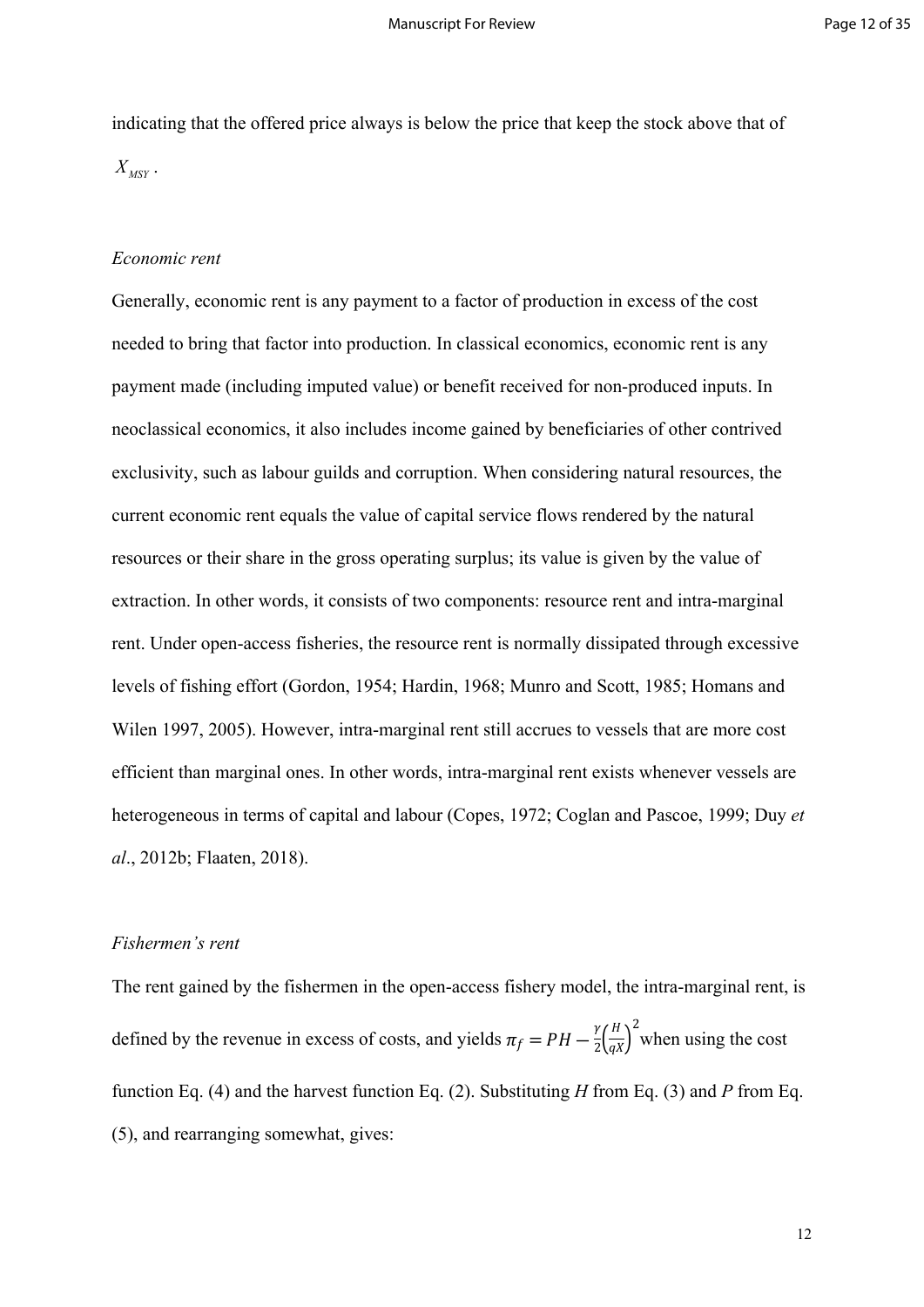indicating that the offered price always is below the price that keep the stock above that of $X_{MSY}$.

*Economic rent*

Generally, economic rent is any payment to a factor of production in excess of the cost needed to bring that factor into production. In classical economics, economic rent is any payment made (including imputed value) or benefit received for non-produced inputs. In neoclassical economics, it also includes income gained by beneficiaries of other contrived exclusivity, such as labour guilds and corruption. When considering natural resources, the current economic rent equals the value of capital service flows rendered by the natural resources or their share in the gross operating surplus; its value is given by the value of extraction. In other words, it consists of two components: resource rent and intra-marginal rent. Under open-access fisheries, the resource rent is normally dissipated through excessive levels of fishing effort (Gordon, 1954; Hardin, 1968; Munro and Scott, 1985; Homans and Wilen 1997, 2005). However, intra-marginal rent still accrues to vessels that are more cost efficient than marginal ones. In other words, intra-marginal rent exists whenever vessels are heterogeneous in terms of capital and labour (Copes, 1972; Coglan and Pascoe, 1999; Duy *et al*., 2012b; Flaaten, 2018).

*Fishermen's rent*

The rent gained by the fishermen in the open-access fishery model, the intra-marginal rent, is defined by the revenue in excess of costs, and yields $\pi_f = PH - \frac{\gamma}{2}\left(\frac{H}{qX}\right)^2$ when using the cost function Eq. (4) and the harvest function Eq. (2). Substituting $H$ from Eq. (3) and $P$ from Eq. (5), and rearranging somewhat, gives: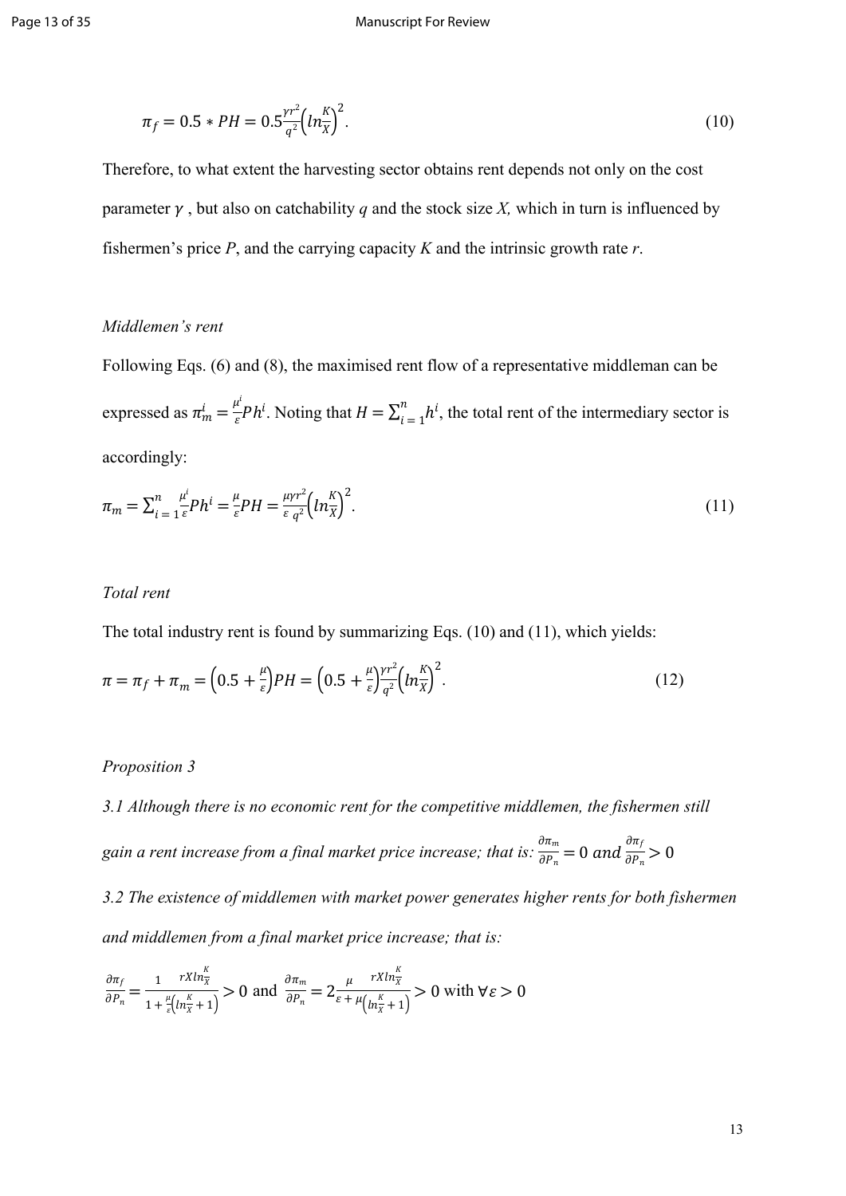$$\pi_f = 0.5 * PH = 0.5\frac{\gamma r^2}{q^2}\left(ln\frac{K}{X}\right)^2. \tag{10}$$

Therefore, to what extent the harvesting sector obtains rent depends not only on the cost parameter $\gamma$ , but also on catchability $q$ and the stock size $X$, which in turn is influenced by fishermen's price $P$, and the carrying capacity $K$ and the intrinsic growth rate $r$.

*Middlemen's rent*

Following Eqs. (6) and (8), the maximised rent flow of a representative middleman can be expressed as $\pi_m^i = \frac{\mu^i}{\varepsilon}Ph^i$. Noting that $H = \sum_{i=1}^{n} h^i$, the total rent of the intermediary sector is accordingly:

$$\pi_m = \sum_{i=1}^{n} \frac{\mu^i}{\varepsilon}Ph^i = \frac{\mu}{\varepsilon}PH = \frac{\mu\gamma r^2}{\varepsilon\, q^2}\left(ln\frac{K}{X}\right)^2. \tag{11}$$

*Total rent*

The total industry rent is found by summarizing Eqs. (10) and (11), which yields:

$$\pi = \pi_f + \pi_m = \left(0.5 + \frac{\mu}{\varepsilon}\right)PH = \left(0.5 + \frac{\mu}{\varepsilon}\right)\frac{\gamma r^2}{q^2}\left(ln\frac{K}{X}\right)^2. \tag{12}$$

*Proposition 3*

*3.1 Although there is no economic rent for the competitive middlemen, the fishermen still gain a rent increase from a final market price increase; that is:* $\frac{\partial \pi_m}{\partial P_n} = 0 \; and \; \frac{\partial \pi_f}{\partial P_n} > 0$

*3.2 The existence of middlemen with market power generates higher rents for both fishermen and middlemen from a final market price increase; that is:*

$$\frac{\partial \pi_f}{\partial P_n} = \frac{1}{1 + \frac{\mu}{\varepsilon}\left(ln\frac{K}{X} + 1\right)}\, rXln\frac{K}{X} > 0 \text{ and } \frac{\partial \pi_m}{\partial P_n} = 2\frac{\mu}{\varepsilon + \mu\left(ln\frac{K}{X} + 1\right)}\, rXln\frac{K}{X} > 0 \text{ with } \forall \varepsilon > 0$$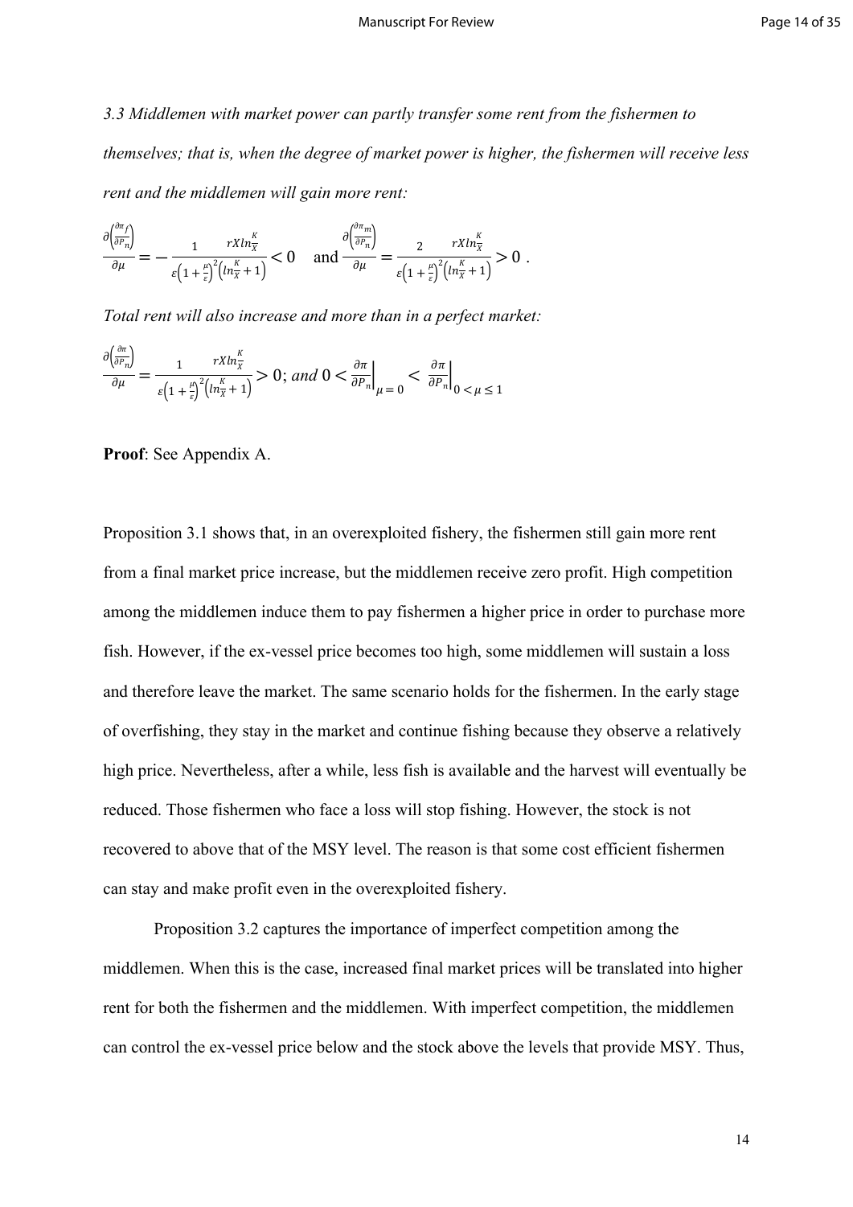*3.3 Middlemen with market power can partly transfer some rent from the fishermen to themselves; that is, when the degree of market power is higher, the fishermen will receive less rent and the middlemen will gain more rent:*

$$\frac{\partial\left(\frac{\partial \pi_f}{\partial P_n}\right)}{\partial \mu} = -\frac{1}{\varepsilon\left(1+\frac{\mu}{\varepsilon}\right)^2} \frac{rX\ln\frac{K}{X}}{\left(\ln\frac{K}{X}+1\right)} < 0 \quad \text{and} \quad \frac{\partial\left(\frac{\partial \pi_m}{\partial P_n}\right)}{\partial \mu} = \frac{2}{\varepsilon\left(1+\frac{\mu}{\varepsilon}\right)^2} \frac{rX\ln\frac{K}{X}}{\left(\ln\frac{K}{X}+1\right)} > 0 \ .$$

*Total rent will also increase and more than in a perfect market:*

$$\frac{\partial\left(\frac{\partial \pi}{\partial P_n}\right)}{\partial \mu} = \frac{1}{\varepsilon\left(1+\frac{\mu}{\varepsilon}\right)^2} \frac{rX\ln\frac{K}{X}}{\left(\ln\frac{K}{X}+1\right)} > 0; \ and \ 0 < \left.\frac{\partial \pi}{\partial P_n}\right|_{\mu=0} < \left.\frac{\partial \pi}{\partial P_n}\right|_{0<\mu\leq 1}$$

**Proof**: See Appendix A.

Proposition 3.1 shows that, in an overexploited fishery, the fishermen still gain more rent from a final market price increase, but the middlemen receive zero profit. High competition among the middlemen induce them to pay fishermen a higher price in order to purchase more fish. However, if the ex-vessel price becomes too high, some middlemen will sustain a loss and therefore leave the market. The same scenario holds for the fishermen. In the early stage of overfishing, they stay in the market and continue fishing because they observe a relatively high price. Nevertheless, after a while, less fish is available and the harvest will eventually be reduced. Those fishermen who face a loss will stop fishing. However, the stock is not recovered to above that of the MSY level. The reason is that some cost efficient fishermen can stay and make profit even in the overexploited fishery.

Proposition 3.2 captures the importance of imperfect competition among the middlemen. When this is the case, increased final market prices will be translated into higher rent for both the fishermen and the middlemen. With imperfect competition, the middlemen can control the ex-vessel price below and the stock above the levels that provide MSY. Thus,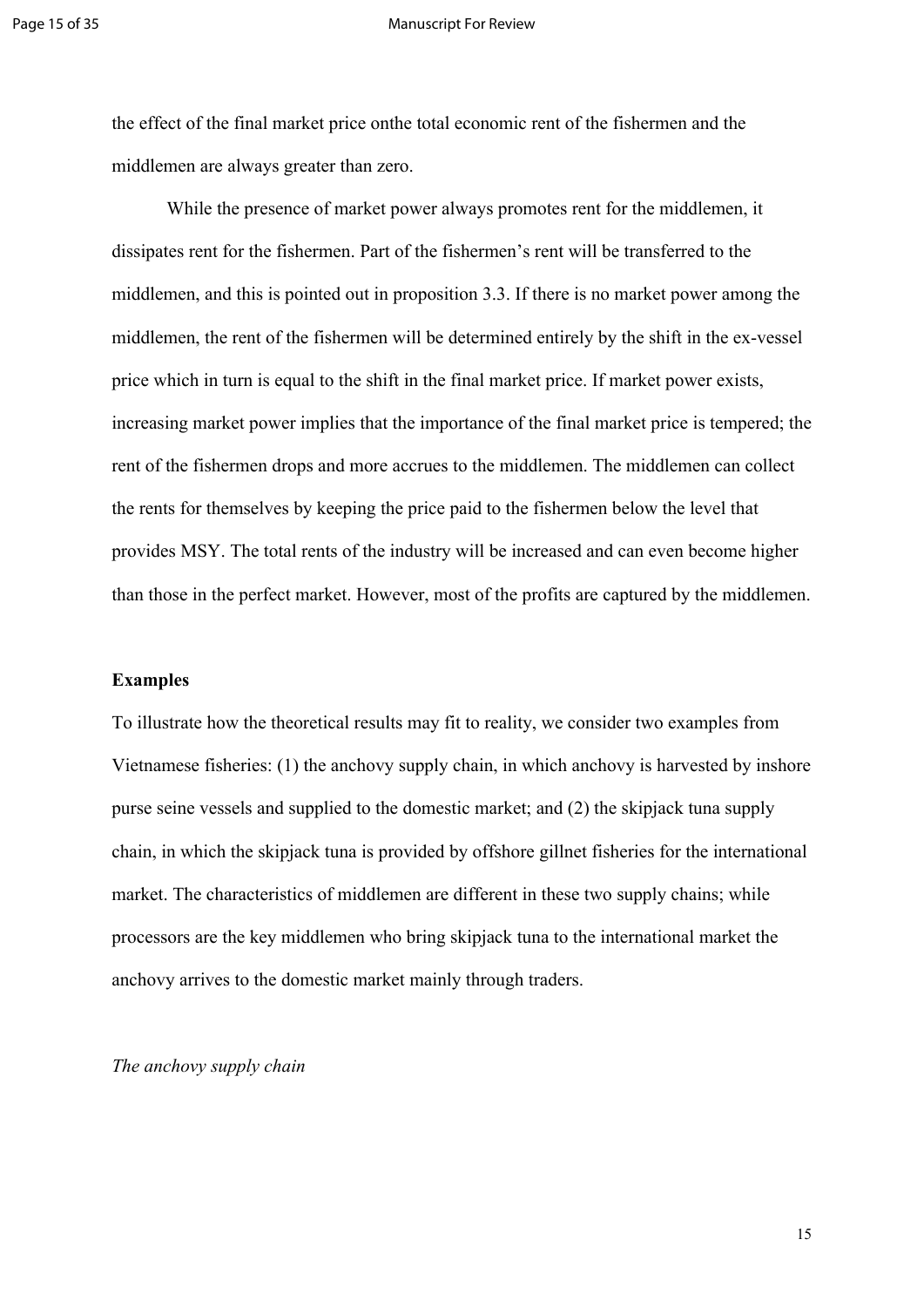the effect of the final market price onthe total economic rent of the fishermen and the middlemen are always greater than zero.

While the presence of market power always promotes rent for the middlemen, it dissipates rent for the fishermen. Part of the fishermen's rent will be transferred to the middlemen, and this is pointed out in proposition 3.3. If there is no market power among the middlemen, the rent of the fishermen will be determined entirely by the shift in the ex-vessel price which in turn is equal to the shift in the final market price. If market power exists, increasing market power implies that the importance of the final market price is tempered; the rent of the fishermen drops and more accrues to the middlemen. The middlemen can collect the rents for themselves by keeping the price paid to the fishermen below the level that provides MSY. The total rents of the industry will be increased and can even become higher than those in the perfect market. However, most of the profits are captured by the middlemen.

**Examples**

To illustrate how the theoretical results may fit to reality, we consider two examples from Vietnamese fisheries: (1) the anchovy supply chain, in which anchovy is harvested by inshore purse seine vessels and supplied to the domestic market; and (2) the skipjack tuna supply chain, in which the skipjack tuna is provided by offshore gillnet fisheries for the international market. The characteristics of middlemen are different in these two supply chains; while processors are the key middlemen who bring skipjack tuna to the international market the anchovy arrives to the domestic market mainly through traders.

*The anchovy supply chain*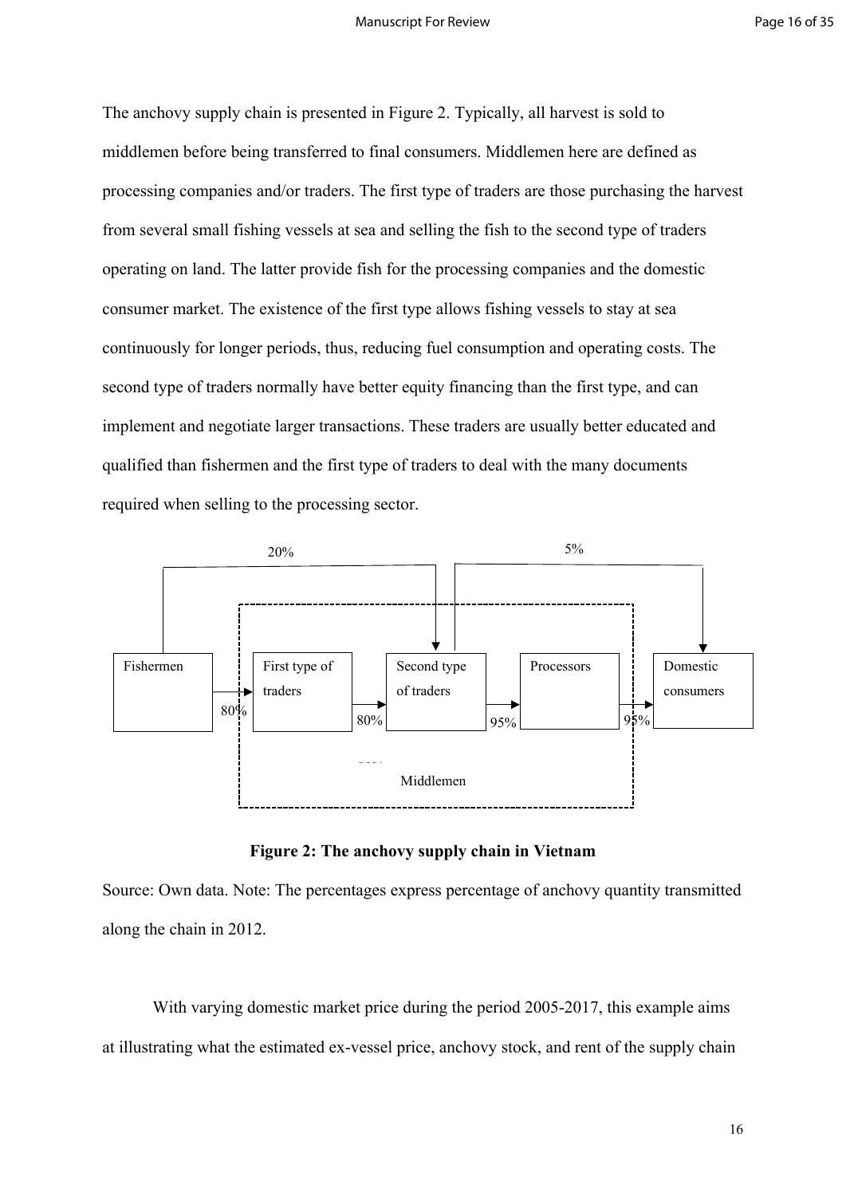The anchovy supply chain is presented in Figure 2. Typically, all harvest is sold to middlemen before being transferred to final consumers. Middlemen here are defined as processing companies and/or traders. The first type of traders are those purchasing the harvest from several small fishing vessels at sea and selling the fish to the second type of traders operating on land. The latter provide fish for the processing companies and the domestic consumer market. The existence of the first type allows fishing vessels to stay at sea continuously for longer periods, thus, reducing fuel consumption and operating costs. The second type of traders normally have better equity financing than the first type, and can implement and negotiate larger transactions. These traders are usually better educated and qualified than fishermen and the first type of traders to deal with the many documents required when selling to the processing sector.

20% 5%

Fishermen | First type of traders | Second type of traders | Processors | Domestic consumers

80% 80% 95% 95%

Middlemen

**Figure 2: The anchovy supply chain in Vietnam**

Source: Own data. Note: The percentages express percentage of anchovy quantity transmitted along the chain in 2012.

With varying domestic market price during the period 2005-2017, this example aims at illustrating what the estimated ex-vessel price, anchovy stock, and rent of the supply chain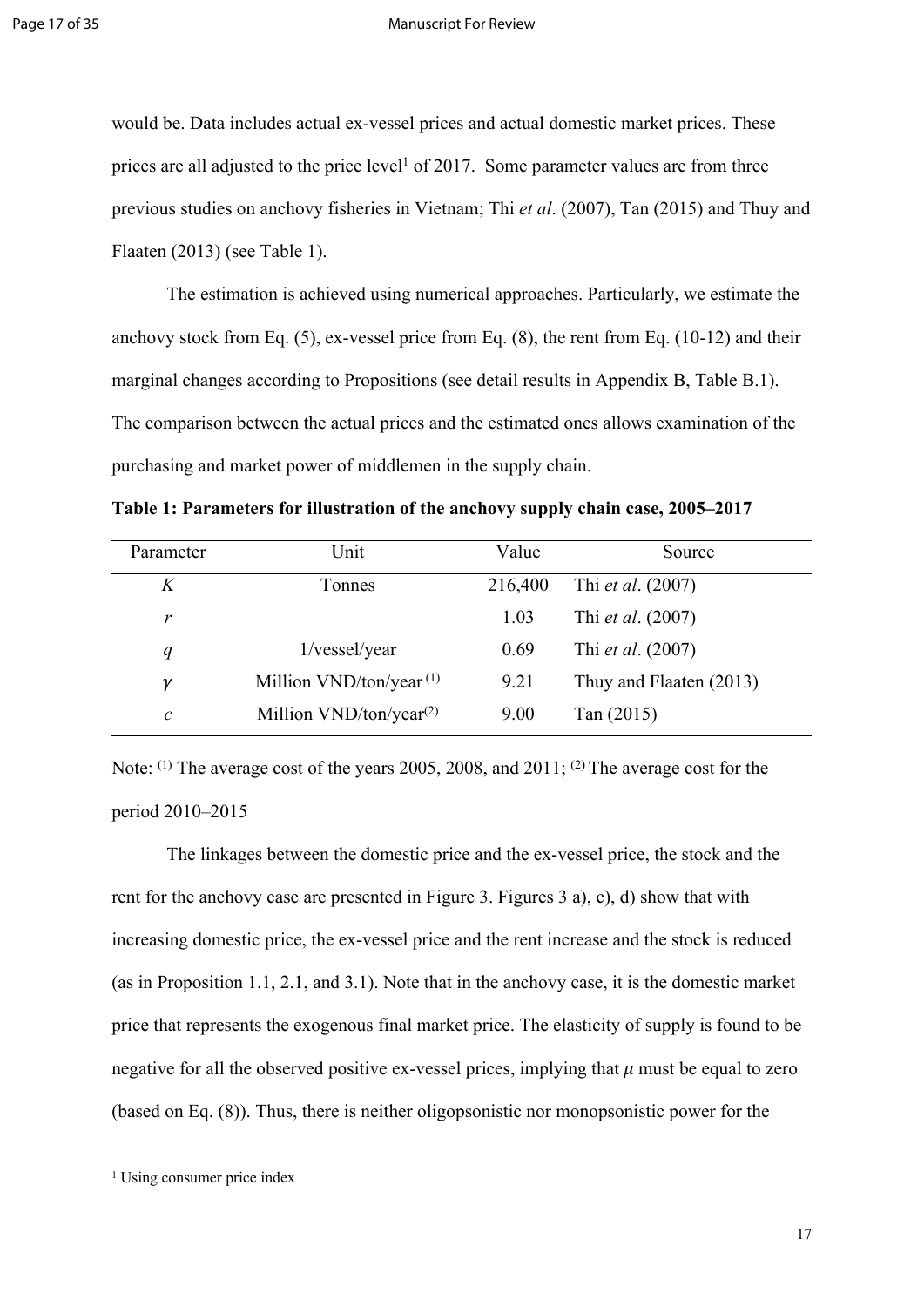would be. Data includes actual ex-vessel prices and actual domestic market prices. These prices are all adjusted to the price level[1] of 2017. Some parameter values are from three previous studies on anchovy fisheries in Vietnam; Thi *et al*. (2007), Tan (2015) and Thuy and Flaaten (2013) (see Table 1).

The estimation is achieved using numerical approaches. Particularly, we estimate the anchovy stock from Eq. (5), ex-vessel price from Eq. (8), the rent from Eq. (10-12) and their marginal changes according to Propositions (see detail results in Appendix B, Table B.1). The comparison between the actual prices and the estimated ones allows examination of the purchasing and market power of middlemen in the supply chain.

**Table 1: Parameters for illustration of the anchovy supply chain case, 2005–2017**

| Parameter | Unit | Value | Source |
|---|---|---|---|
| $K$ | Tonnes | 216,400 | Thi *et al*. (2007) |
| $r$ | | 1.03 | Thi *et al*. (2007) |
| $q$ | 1/vessel/year | 0.69 | Thi *et al*. (2007) |
| $\gamma$ | Million VND/ton/year [(1)] | 9.21 | Thuy and Flaaten (2013) |
| $c$ | Million VND/ton/year[(2)] | 9.00 | Tan (2015) |

Note: [(1)] The average cost of the years 2005, 2008, and 2011; [(2)] The average cost for the period 2010–2015

The linkages between the domestic price and the ex-vessel price, the stock and the rent for the anchovy case are presented in Figure 3. Figures 3 a), c), d) show that with increasing domestic price, the ex-vessel price and the rent increase and the stock is reduced (as in Proposition 1.1, 2.1, and 3.1). Note that in the anchovy case, it is the domestic market price that represents the exogenous final market price. The elasticity of supply is found to be negative for all the observed positive ex-vessel prices, implying that $\mu$ must be equal to zero (based on Eq. (8)). Thus, there is neither oligopsonistic nor monopsonistic power for the

[1] Using consumer price index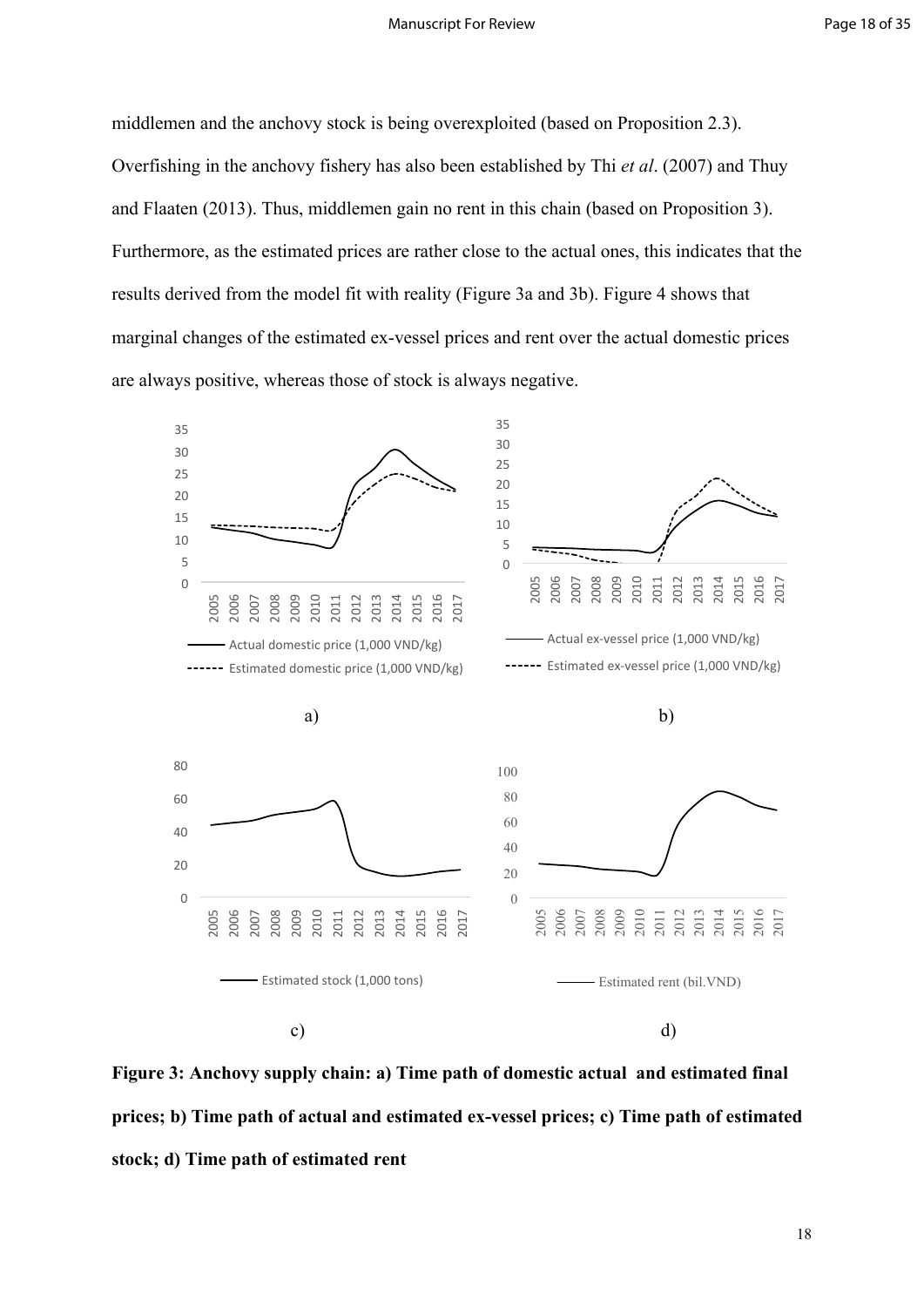middlemen and the anchovy stock is being overexploited (based on Proposition 2.3). Overfishing in the anchovy fishery has also been established by Thi *et al*. (2007) and Thuy and Flaaten (2013). Thus, middlemen gain no rent in this chain (based on Proposition 3). Furthermore, as the estimated prices are rather close to the actual ones, this indicates that the results derived from the model fit with reality (Figure 3a and 3b). Figure 4 shows that marginal changes of the estimated ex-vessel prices and rent over the actual domestic prices are always positive, whereas those of stock is always negative.

**Figure 3: Anchovy supply chain: a) Time path of domestic actual and estimated final prices; b) Time path of actual and estimated ex-vessel prices; c) Time path of estimated stock; d) Time path of estimated rent**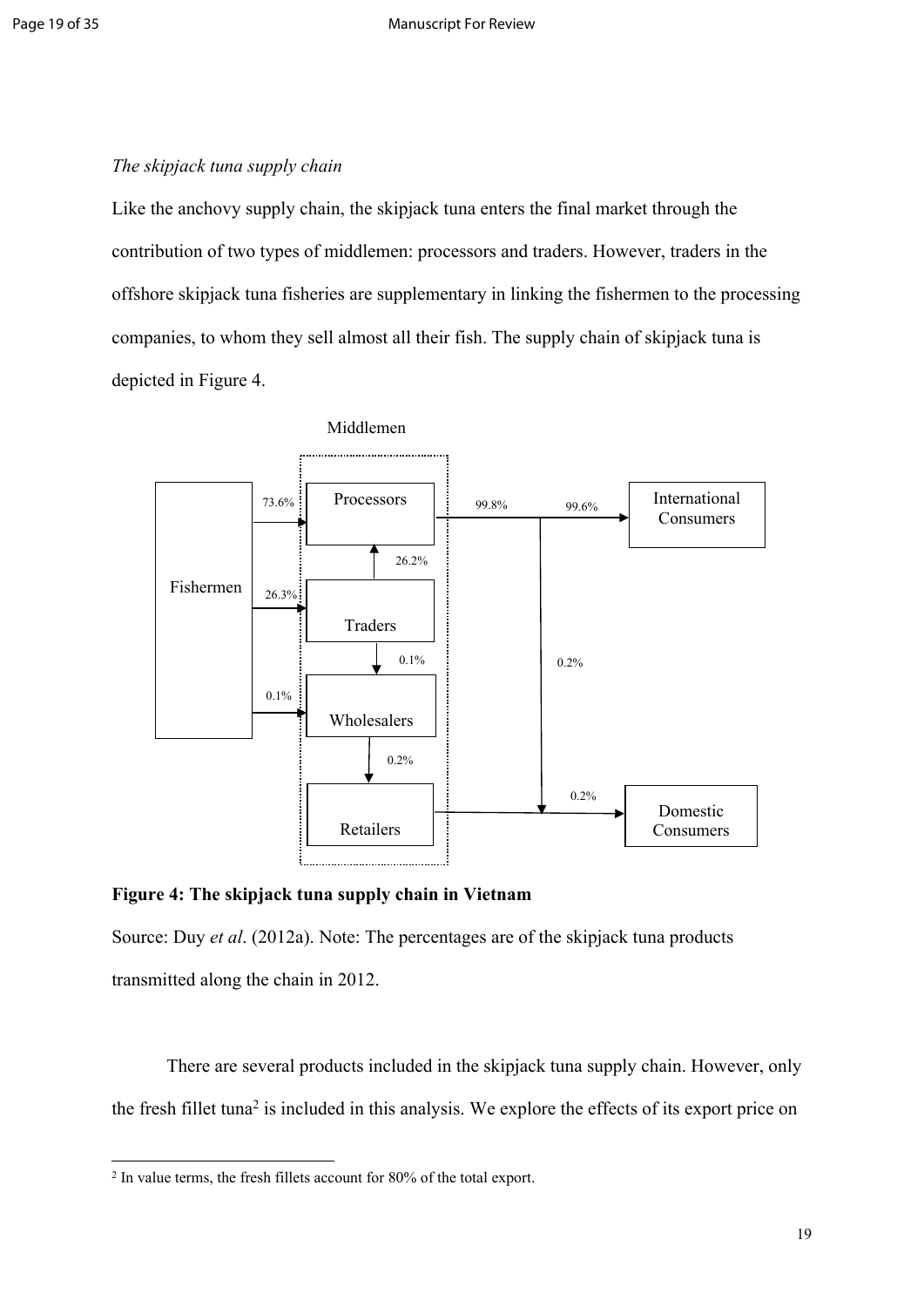*The skipjack tuna supply chain*

Like the anchovy supply chain, the skipjack tuna enters the final market through the contribution of two types of middlemen: processors and traders. However, traders in the offshore skipjack tuna fisheries are supplementary in linking the fishermen to the processing companies, to whom they sell almost all their fish. The supply chain of skipjack tuna is depicted in Figure 4.

**Figure 4: The skipjack tuna supply chain in Vietnam**

Source: Duy *et al*. (2012a). Note: The percentages are of the skipjack tuna products transmitted along the chain in 2012.

There are several products included in the skipjack tuna supply chain. However, only the fresh fillet tuna[2] is included in this analysis. We explore the effects of its export price on

[2] In value terms, the fresh fillets account for 80% of the total export.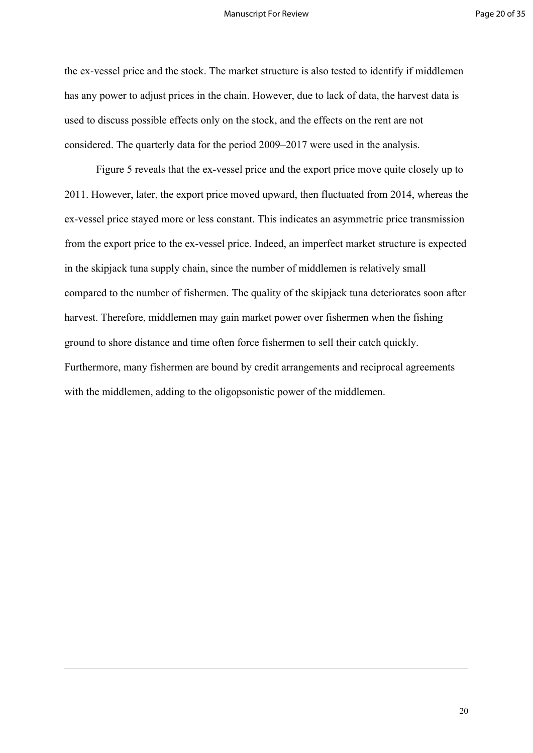the ex-vessel price and the stock. The market structure is also tested to identify if middlemen has any power to adjust prices in the chain. However, due to lack of data, the harvest data is used to discuss possible effects only on the stock, and the effects on the rent are not considered. The quarterly data for the period 2009–2017 were used in the analysis.

Figure 5 reveals that the ex-vessel price and the export price move quite closely up to 2011. However, later, the export price moved upward, then fluctuated from 2014, whereas the ex-vessel price stayed more or less constant. This indicates an asymmetric price transmission from the export price to the ex-vessel price. Indeed, an imperfect market structure is expected in the skipjack tuna supply chain, since the number of middlemen is relatively small compared to the number of fishermen. The quality of the skipjack tuna deteriorates soon after harvest. Therefore, middlemen may gain market power over fishermen when the fishing ground to shore distance and time often force fishermen to sell their catch quickly. Furthermore, many fishermen are bound by credit arrangements and reciprocal agreements with the middlemen, adding to the oligopsonistic power of the middlemen.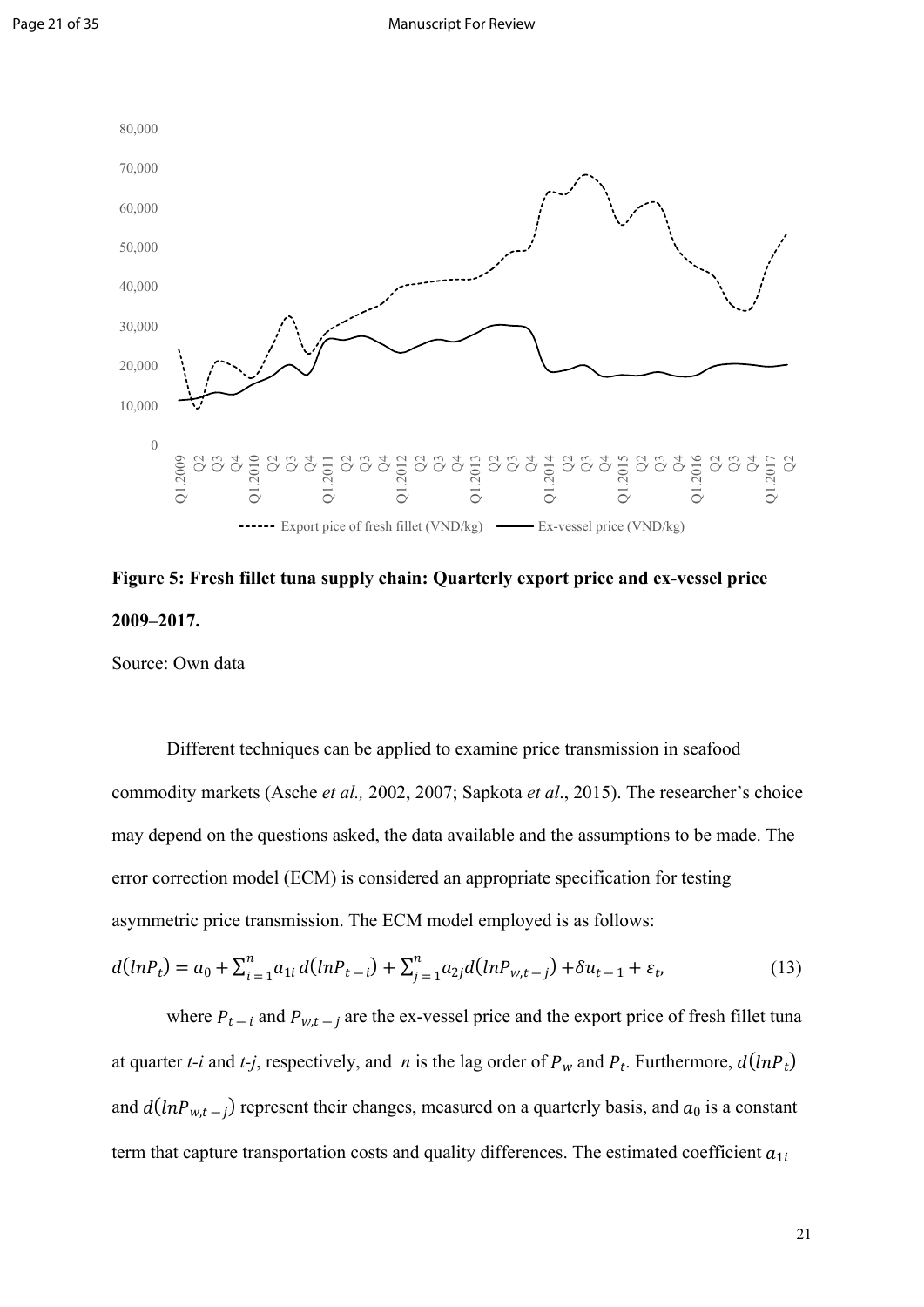**Figure 5: Fresh fillet tuna supply chain: Quarterly export price and ex-vessel price 2009–2017.**

Source: Own data

Different techniques can be applied to examine price transmission in seafood commodity markets (Asche *et al.,* 2002, 2007; Sapkota *et al*., 2015). The researcher's choice may depend on the questions asked, the data available and the assumptions to be made. The error correction model (ECM) is considered an appropriate specification for testing asymmetric price transmission. The ECM model employed is as follows:

$$d(lnP_t) = a_0 + \sum_{i=1}^{n} a_{1i}\, d(lnP_{t-i}) + \sum_{j=1}^{n} a_{2j} d(lnP_{w,t-j}) + \delta u_{t-1} + \varepsilon_t, \quad (13)$$

where $P_{t-i}$ and $P_{w,t-j}$ are the ex-vessel price and the export price of fresh fillet tuna at quarter *t-i* and *t-j*, respectively, and *n* is the lag order of $P_w$ and $P_t$. Furthermore, $d(lnP_t)$ and $d(lnP_{w,t-j})$ represent their changes, measured on a quarterly basis, and $a_0$ is a constant term that capture transportation costs and quality differences. The estimated coefficient $a_{1i}$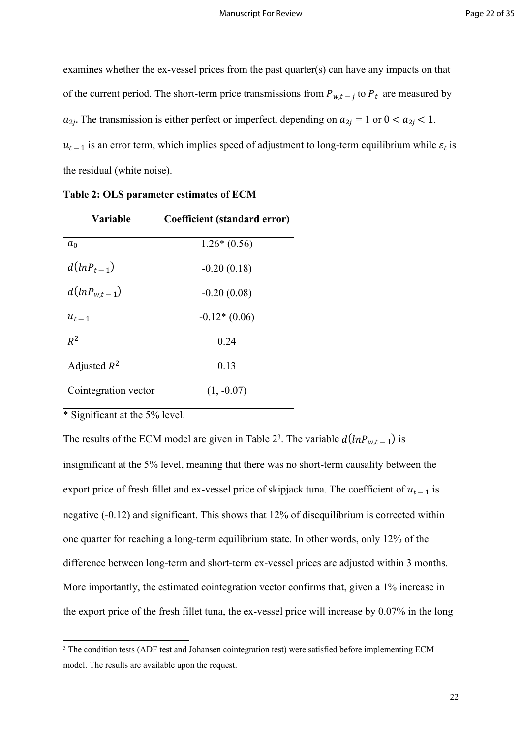examines whether the ex-vessel prices from the past quarter(s) can have any impacts on that of the current period. The short-term price transmissions from $P_{w,t-j}$ to $P_t$ are measured by $a_{2j}$. The transmission is either perfect or imperfect, depending on $a_{2j}$ = 1 or $0 < a_{2j} < 1$. $u_{t-1}$ is an error term, which implies speed of adjustment to long-term equilibrium while $\varepsilon_t$ is the residual (white noise).

**Table 2: OLS parameter estimates of ECM**

| Variable | Coefficient (standard error) |
| --- | --- |
| $a_0$ | 1.26* (0.56) |
| $d(lnP_{t-1})$ | -0.20 (0.18) |
| $d(lnP_{w,t-1})$ | -0.20 (0.08) |
| $u_{t-1}$ | -0.12* (0.06) |
| $R^2$ | 0.24 |
| Adjusted $R^2$ | 0.13 |
| Cointegration vector | (1, -0.07) |

* Significant at the 5% level.

The results of the ECM model are given in Table 2[3]. The variable $d(lnP_{w,t-1})$ is insignificant at the 5% level, meaning that there was no short-term causality between the export price of fresh fillet and ex-vessel price of skipjack tuna. The coefficient of $u_{t-1}$ is negative (-0.12) and significant. This shows that 12% of disequilibrium is corrected within one quarter for reaching a long-term equilibrium state. In other words, only 12% of the difference between long-term and short-term ex-vessel prices are adjusted within 3 months. More importantly, the estimated cointegration vector confirms that, given a 1% increase in the export price of the fresh fillet tuna, the ex-vessel price will increase by 0.07% in the long

[3] The condition tests (ADF test and Johansen cointegration test) were satisfied before implementing ECM model. The results are available upon the request.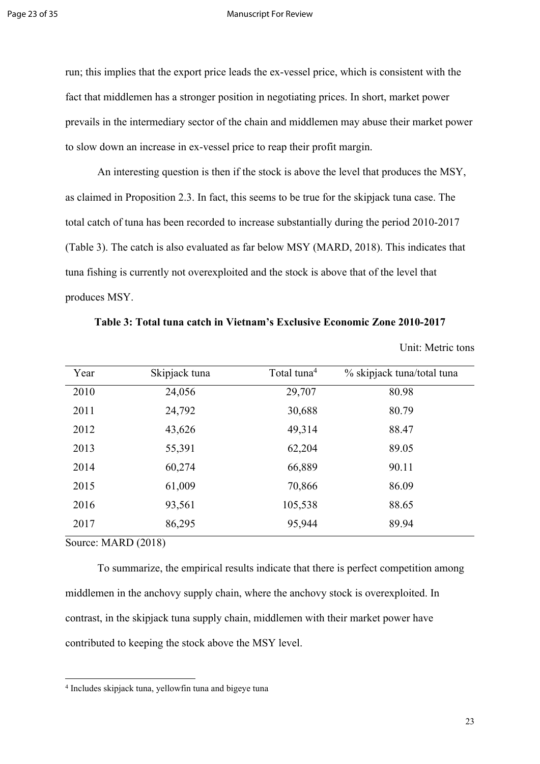run; this implies that the export price leads the ex-vessel price, which is consistent with the fact that middlemen has a stronger position in negotiating prices. In short, market power prevails in the intermediary sector of the chain and middlemen may abuse their market power to slow down an increase in ex-vessel price to reap their profit margin.

An interesting question is then if the stock is above the level that produces the MSY, as claimed in Proposition 2.3. In fact, this seems to be true for the skipjack tuna case. The total catch of tuna has been recorded to increase substantially during the period 2010-2017 (Table 3). The catch is also evaluated as far below MSY (MARD, 2018). This indicates that tuna fishing is currently not overexploited and the stock is above that of the level that produces MSY.

**Table 3: Total tuna catch in Vietnam's Exclusive Economic Zone 2010-2017**

Unit: Metric tons

| Year | Skipjack tuna | Total tuna[4] | % skipjack tuna/total tuna |
|---|---|---|---|
| 2010 | 24,056 | 29,707 | 80.98 |
| 2011 | 24,792 | 30,688 | 80.79 |
| 2012 | 43,626 | 49,314 | 88.47 |
| 2013 | 55,391 | 62,204 | 89.05 |
| 2014 | 60,274 | 66,889 | 90.11 |
| 2015 | 61,009 | 70,866 | 86.09 |
| 2016 | 93,561 | 105,538 | 88.65 |
| 2017 | 86,295 | 95,944 | 89.94 |

Source: MARD (2018)

To summarize, the empirical results indicate that there is perfect competition among middlemen in the anchovy supply chain, where the anchovy stock is overexploited. In contrast, in the skipjack tuna supply chain, middlemen with their market power have contributed to keeping the stock above the MSY level.

[4] Includes skipjack tuna, yellowfin tuna and bigeye tuna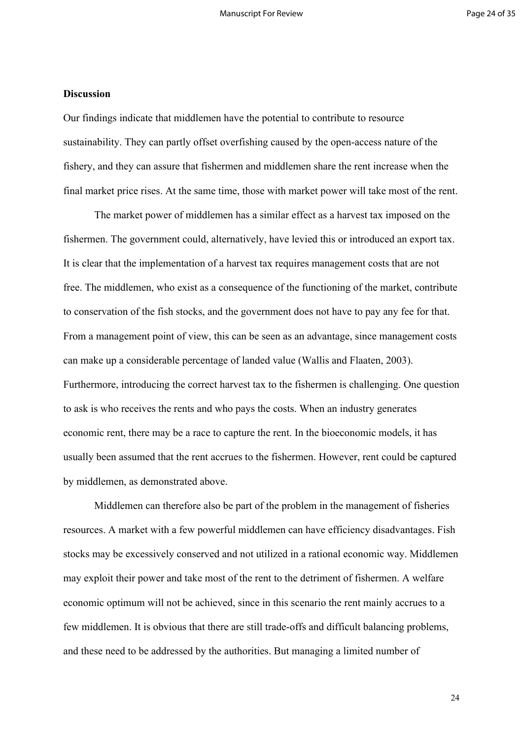**Discussion**

Our findings indicate that middlemen have the potential to contribute to resource sustainability. They can partly offset overfishing caused by the open-access nature of the fishery, and they can assure that fishermen and middlemen share the rent increase when the final market price rises. At the same time, those with market power will take most of the rent.

The market power of middlemen has a similar effect as a harvest tax imposed on the fishermen. The government could, alternatively, have levied this or introduced an export tax. It is clear that the implementation of a harvest tax requires management costs that are not free. The middlemen, who exist as a consequence of the functioning of the market, contribute to conservation of the fish stocks, and the government does not have to pay any fee for that. From a management point of view, this can be seen as an advantage, since management costs can make up a considerable percentage of landed value (Wallis and Flaaten, 2003). Furthermore, introducing the correct harvest tax to the fishermen is challenging. One question to ask is who receives the rents and who pays the costs. When an industry generates economic rent, there may be a race to capture the rent. In the bioeconomic models, it has usually been assumed that the rent accrues to the fishermen. However, rent could be captured by middlemen, as demonstrated above.

Middlemen can therefore also be part of the problem in the management of fisheries resources. A market with a few powerful middlemen can have efficiency disadvantages. Fish stocks may be excessively conserved and not utilized in a rational economic way. Middlemen may exploit their power and take most of the rent to the detriment of fishermen. A welfare economic optimum will not be achieved, since in this scenario the rent mainly accrues to a few middlemen. It is obvious that there are still trade-offs and difficult balancing problems, and these need to be addressed by the authorities. But managing a limited number of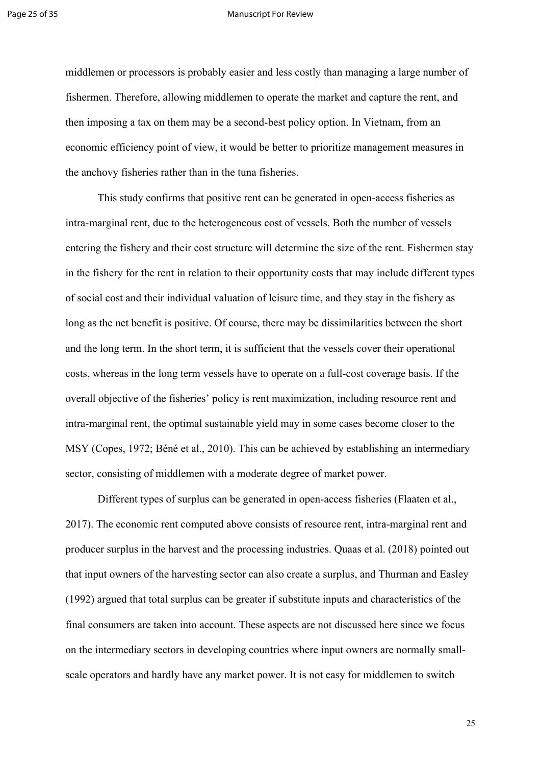middlemen or processors is probably easier and less costly than managing a large number of fishermen. Therefore, allowing middlemen to operate the market and capture the rent, and then imposing a tax on them may be a second-best policy option. In Vietnam, from an economic efficiency point of view, it would be better to prioritize management measures in the anchovy fisheries rather than in the tuna fisheries.

This study confirms that positive rent can be generated in open-access fisheries as intra-marginal rent, due to the heterogeneous cost of vessels. Both the number of vessels entering the fishery and their cost structure will determine the size of the rent. Fishermen stay in the fishery for the rent in relation to their opportunity costs that may include different types of social cost and their individual valuation of leisure time, and they stay in the fishery as long as the net benefit is positive. Of course, there may be dissimilarities between the short and the long term. In the short term, it is sufficient that the vessels cover their operational costs, whereas in the long term vessels have to operate on a full-cost coverage basis. If the overall objective of the fisheries' policy is rent maximization, including resource rent and intra-marginal rent, the optimal sustainable yield may in some cases become closer to the MSY (Copes, 1972; Béné et al., 2010). This can be achieved by establishing an intermediary sector, consisting of middlemen with a moderate degree of market power.

Different types of surplus can be generated in open-access fisheries (Flaaten et al., 2017). The economic rent computed above consists of resource rent, intra-marginal rent and producer surplus in the harvest and the processing industries. Quaas et al. (2018) pointed out that input owners of the harvesting sector can also create a surplus, and Thurman and Easley (1992) argued that total surplus can be greater if substitute inputs and characteristics of the final consumers are taken into account. These aspects are not discussed here since we focus on the intermediary sectors in developing countries where input owners are normally small-scale operators and hardly have any market power. It is not easy for middlemen to switch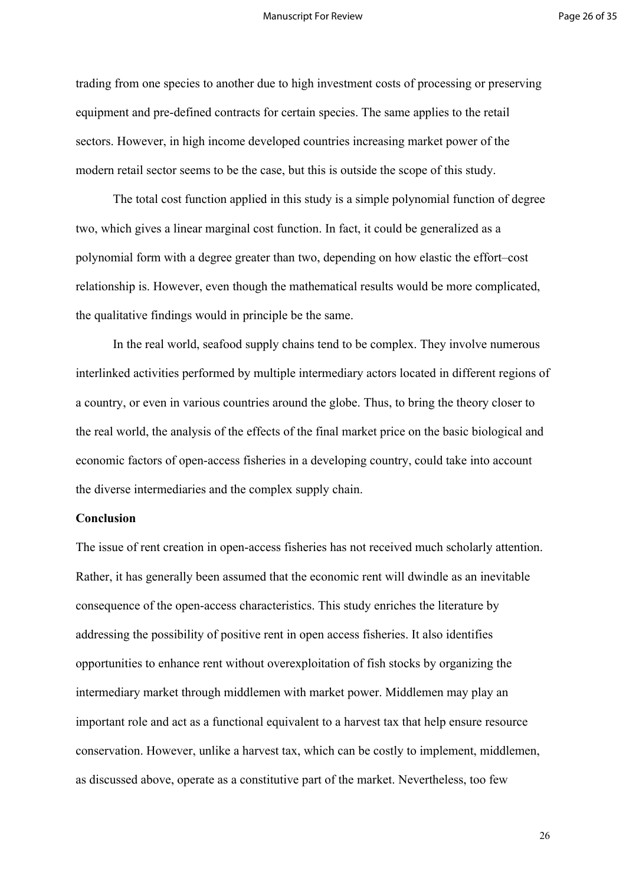trading from one species to another due to high investment costs of processing or preserving equipment and pre-defined contracts for certain species. The same applies to the retail sectors. However, in high income developed countries increasing market power of the modern retail sector seems to be the case, but this is outside the scope of this study.

The total cost function applied in this study is a simple polynomial function of degree two, which gives a linear marginal cost function. In fact, it could be generalized as a polynomial form with a degree greater than two, depending on how elastic the effort–cost relationship is. However, even though the mathematical results would be more complicated, the qualitative findings would in principle be the same.

In the real world, seafood supply chains tend to be complex. They involve numerous interlinked activities performed by multiple intermediary actors located in different regions of a country, or even in various countries around the globe. Thus, to bring the theory closer to the real world, the analysis of the effects of the final market price on the basic biological and economic factors of open-access fisheries in a developing country, could take into account the diverse intermediaries and the complex supply chain.

**Conclusion**

The issue of rent creation in open-access fisheries has not received much scholarly attention. Rather, it has generally been assumed that the economic rent will dwindle as an inevitable consequence of the open-access characteristics. This study enriches the literature by addressing the possibility of positive rent in open access fisheries. It also identifies opportunities to enhance rent without overexploitation of fish stocks by organizing the intermediary market through middlemen with market power. Middlemen may play an important role and act as a functional equivalent to a harvest tax that help ensure resource conservation. However, unlike a harvest tax, which can be costly to implement, middlemen, as discussed above, operate as a constitutive part of the market. Nevertheless, too few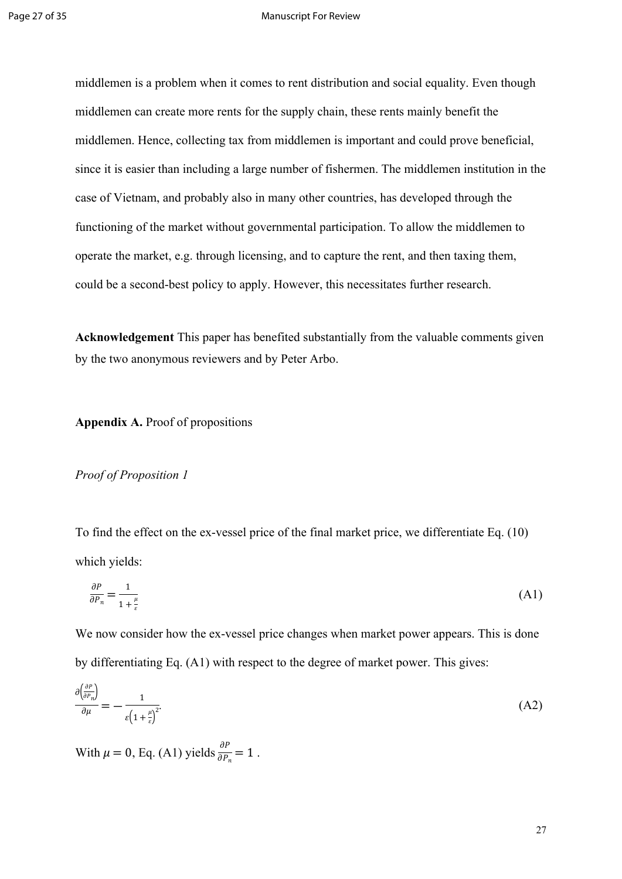middlemen is a problem when it comes to rent distribution and social equality. Even though middlemen can create more rents for the supply chain, these rents mainly benefit the middlemen. Hence, collecting tax from middlemen is important and could prove beneficial, since it is easier than including a large number of fishermen. The middlemen institution in the case of Vietnam, and probably also in many other countries, has developed through the functioning of the market without governmental participation. To allow the middlemen to operate the market, e.g. through licensing, and to capture the rent, and then taxing them, could be a second-best policy to apply. However, this necessitates further research.

**Acknowledgement** This paper has benefited substantially from the valuable comments given by the two anonymous reviewers and by Peter Arbo.

**Appendix A.** Proof of propositions

*Proof of Proposition 1*

To find the effect on the ex-vessel price of the final market price, we differentiate Eq. (10) which yields:

$$\frac{\partial P}{\partial P_n} = \frac{1}{1 + \frac{\mu}{\varepsilon}} \tag{A1}$$

We now consider how the ex-vessel price changes when market power appears. This is done by differentiating Eq. (A1) with respect to the degree of market power. This gives:

$$\frac{\partial\left(\frac{\partial P}{\partial P_n}\right)}{\partial \mu} = -\frac{1}{\varepsilon\left(1 + \frac{\mu}{\varepsilon}\right)^2}. \tag{A2}$$

With $\mu = 0$, Eq. (A1) yields $\frac{\partial P}{\partial P_n} = 1$ .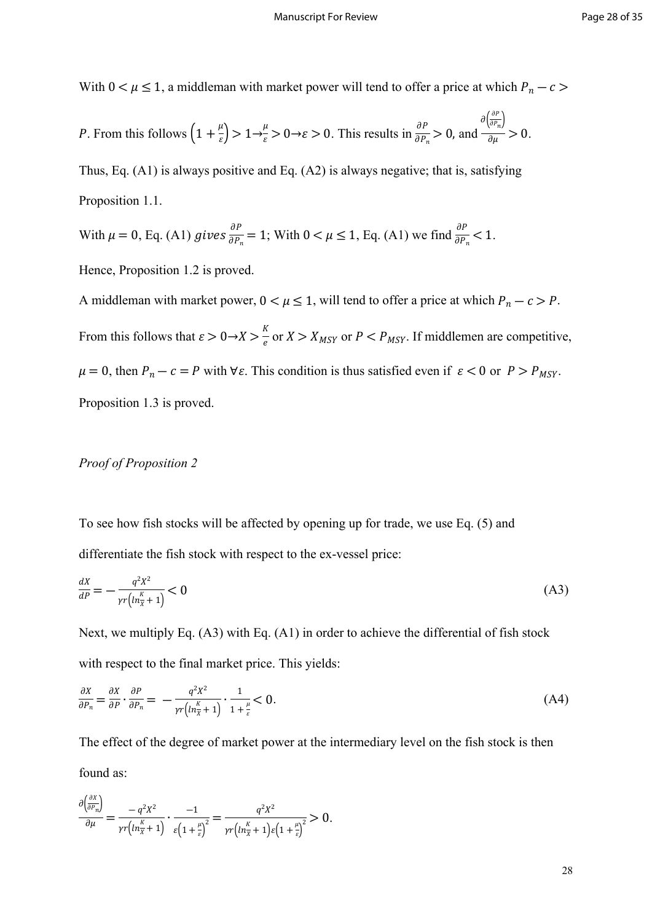With $0 < \mu \leq 1$, a middleman with market power will tend to offer a price at which $P_n - c > P$. From this follows $\left(1 + \frac{\mu}{\varepsilon}\right) > 1 \rightarrow \frac{\mu}{\varepsilon} > 0 \rightarrow \varepsilon > 0$. This results in $\frac{\partial P}{\partial P_n} > 0$, and $\frac{\partial\left(\frac{\partial P}{\partial P_n}\right)}{\partial \mu} > 0$.

Thus, Eq. (A1) is always positive and Eq. (A2) is always negative; that is, satisfying Proposition 1.1.

With $\mu = 0$, Eq. (A1) *gives* $\frac{\partial P}{\partial P_n} = 1$; With $0 < \mu \leq 1$, Eq. (A1) we find $\frac{\partial P}{\partial P_n} < 1$.

Hence, Proposition 1.2 is proved.

A middleman with market power, $0 < \mu \leq 1$, will tend to offer a price at which $P_n - c > P$. From this follows that $\varepsilon > 0 \rightarrow X > \frac{K}{e}$ or $X > X_{MSY}$ or $P < P_{MSY}$. If middlemen are competitive, $\mu = 0$, then $P_n - c = P$ with $\forall \varepsilon$. This condition is thus satisfied even if $\varepsilon < 0$ or $P > P_{MSY}$. Proposition 1.3 is proved.

*Proof of Proposition 2*

To see how fish stocks will be affected by opening up for trade, we use Eq. (5) and differentiate the fish stock with respect to the ex-vessel price:

$$\frac{dX}{dP} = -\frac{q^2 X^2}{\gamma r\left(\ln\frac{K}{X} + 1\right)} < 0 \tag{A3}$$

Next, we multiply Eq. (A3) with Eq. (A1) in order to achieve the differential of fish stock with respect to the final market price. This yields:

$$\frac{\partial X}{\partial P_n} = \frac{\partial X}{\partial P} \cdot \frac{\partial P}{\partial P_n} = -\frac{q^2 X^2}{\gamma r\left(\ln\frac{K}{X} + 1\right)} \cdot \frac{1}{1 + \frac{\mu}{\varepsilon}} < 0. \tag{A4}$$

The effect of the degree of market power at the intermediary level on the fish stock is then found as:

$$\frac{\partial\left(\frac{\partial X}{\partial P_n}\right)}{\partial \mu} = \frac{-q^2 X^2}{\gamma r\left(\ln\frac{K}{X} + 1\right)} \cdot \frac{-1}{\varepsilon\left(1 + \frac{\mu}{\varepsilon}\right)^2} = \frac{q^2 X^2}{\gamma r\left(\ln\frac{K}{X} + 1\right)\varepsilon\left(1 + \frac{\mu}{\varepsilon}\right)^2} > 0.$$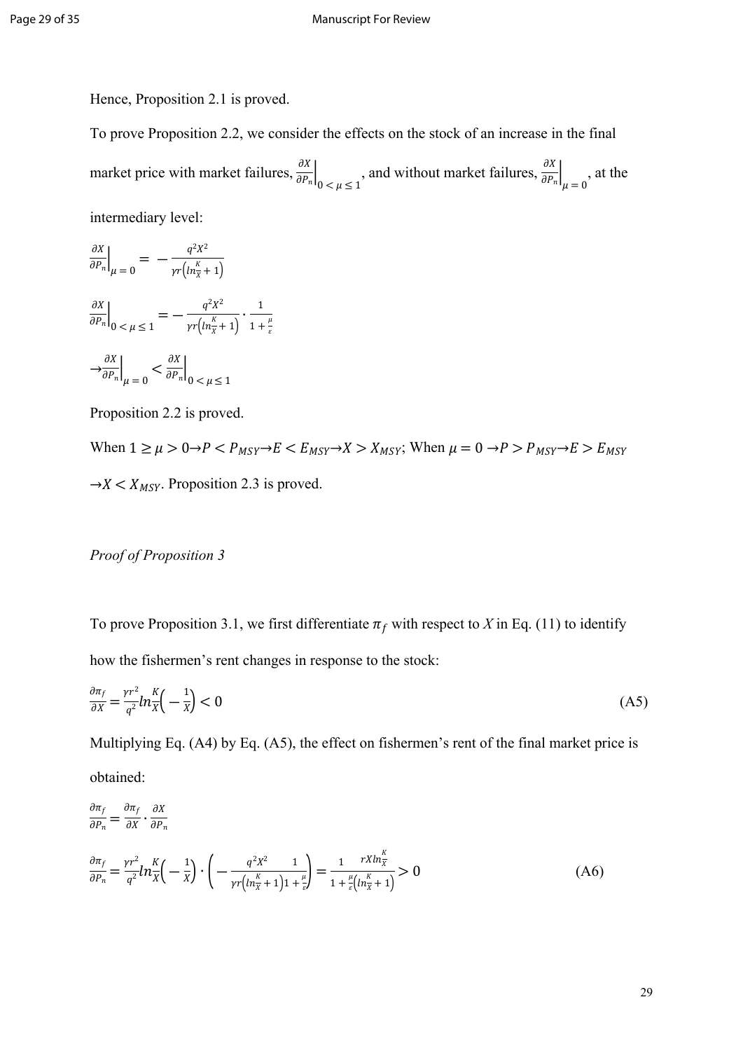Hence, Proposition 2.1 is proved.

To prove Proposition 2.2, we consider the effects on the stock of an increase in the final market price with market failures, $\frac{\partial X}{\partial P_n}\Big|_{0<\mu\leq 1}$, and without market failures, $\frac{\partial X}{\partial P_n}\Big|_{\mu=0}$, at the intermediary level:

$$\frac{\partial X}{\partial P_n}\Big|_{\mu=0} = -\frac{q^2X^2}{\gamma r\left(ln\frac{K}{X}+1\right)}$$

$$\frac{\partial X}{\partial P_n}\Big|_{0<\mu\leq 1} = -\frac{q^2X^2}{\gamma r\left(ln\frac{K}{X}+1\right)}\cdot\frac{1}{1+\frac{\mu}{\varepsilon}}$$

$$\rightarrow \frac{\partial X}{\partial P_n}\Big|_{\mu=0} < \frac{\partial X}{\partial P_n}\Big|_{0<\mu\leq 1}$$

Proposition 2.2 is proved.

When $1 \geq \mu > 0 \rightarrow P < P_{MSY} \rightarrow E < E_{MSY} \rightarrow X > X_{MSY}$; When $\mu = 0 \rightarrow P > P_{MSY} \rightarrow E > E_{MSY} \rightarrow X < X_{MSY}$. Proposition 2.3 is proved.

*Proof of Proposition 3*

To prove Proposition 3.1, we first differentiate $\pi_f$ with respect to *X* in Eq. (11) to identify how the fishermen's rent changes in response to the stock:

$$\frac{\partial \pi_f}{\partial X} = \frac{\gamma r^2}{q^2} ln\frac{K}{X}\left(-\frac{1}{X}\right) < 0 \tag{A5}$$

Multiplying Eq. (A4) by Eq. (A5), the effect on fishermen's rent of the final market price is obtained:

$$\frac{\partial \pi_f}{\partial P_n} = \frac{\partial \pi_f}{\partial X}\cdot\frac{\partial X}{\partial P_n}$$

$$\frac{\partial \pi_f}{\partial P_n} = \frac{\gamma r^2}{q^2} ln\frac{K}{X}\left(-\frac{1}{X}\right)\cdot\left(-\frac{q^2X^2}{\gamma r\left(ln\frac{K}{X}+1\right)}\frac{1}{1+\frac{\mu}{\varepsilon}}\right) = \frac{1}{1+\frac{\mu}{\varepsilon}}\frac{rXln\frac{K}{X}}{\left(ln\frac{K}{X}+1\right)} > 0 \tag{A6}$$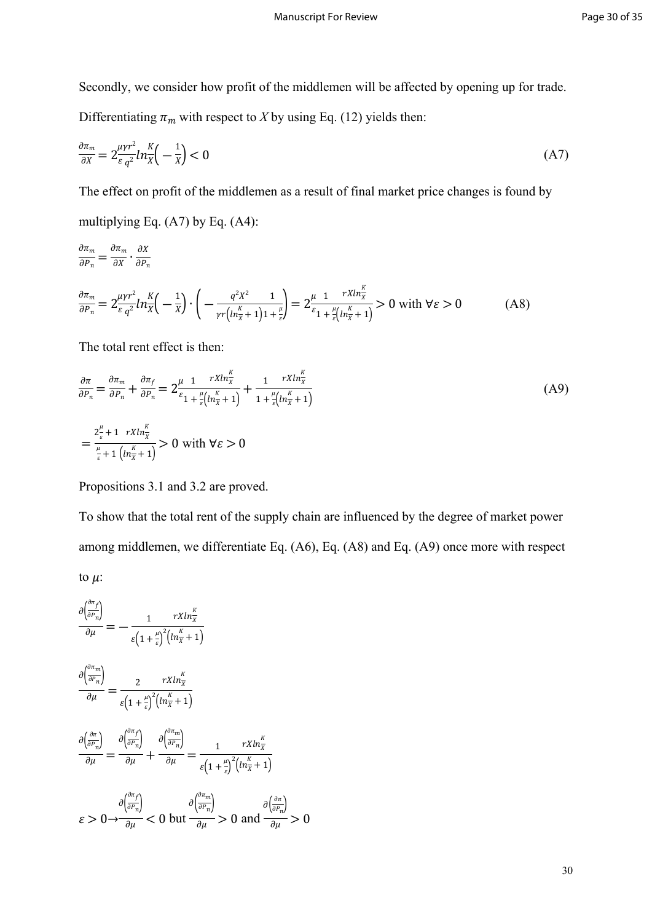Secondly, we consider how profit of the middlemen will be affected by opening up for trade. Differentiating $\pi_m$ with respect to $X$ by using Eq. (12) yields then:

$$\frac{\partial \pi_m}{\partial X} = 2\frac{\mu\gamma r^2}{\varepsilon\, q^2} ln\frac{K}{X}\left(-\frac{1}{X}\right) < 0 \tag{A7}$$

The effect on profit of the middlemen as a result of final market price changes is found by multiplying Eq. (A7) by Eq. (A4):

$$\frac{\partial \pi_m}{\partial P_n} = \frac{\partial \pi_m}{\partial X} \cdot \frac{\partial X}{\partial P_n}$$

$$\frac{\partial \pi_m}{\partial P_n} = 2\frac{\mu\gamma r^2}{\varepsilon\, q^2} ln\frac{K}{X}\left(-\frac{1}{X}\right) \cdot \left(-\frac{q^2X^2}{\gamma r\left(ln\frac{K}{X}+1\right)} \frac{1}{1+\frac{\mu}{\varepsilon}}\right) = 2\frac{\mu}{\varepsilon} \frac{1}{1+\frac{\mu}{\varepsilon}} \frac{rXln\frac{K}{X}}{\left(ln\frac{K}{X}+1\right)} > 0 \text{ with } \forall\varepsilon > 0 \tag{A8}$$

The total rent effect is then:

$$\frac{\partial \pi}{\partial P_n} = \frac{\partial \pi_m}{\partial P_n} + \frac{\partial \pi_f}{\partial P_n} = 2\frac{\mu}{\varepsilon} \frac{1}{1+\frac{\mu}{\varepsilon}} \frac{rXln\frac{K}{X}}{\left(ln\frac{K}{X}+1\right)} + \frac{1}{1+\frac{\mu}{\varepsilon}} \frac{rXln\frac{K}{X}}{\left(ln\frac{K}{X}+1\right)} \tag{A9}$$

$$= \frac{2\frac{\mu}{\varepsilon}+1}{\frac{\mu}{\varepsilon}+1} \frac{rXln\frac{K}{X}}{\left(ln\frac{K}{X}+1\right)} > 0 \text{ with } \forall\varepsilon > 0$$

Propositions 3.1 and 3.2 are proved.

To show that the total rent of the supply chain are influenced by the degree of market power among middlemen, we differentiate Eq. (A6), Eq. (A8) and Eq. (A9) once more with respect to $\mu$:

$$\frac{\partial\left(\frac{\partial \pi_f}{\partial P_n}\right)}{\partial \mu} = -\frac{1}{\varepsilon\left(1+\frac{\mu}{\varepsilon}\right)^2} \frac{rXln\frac{K}{X}}{\left(ln\frac{K}{X}+1\right)}$$

$$\frac{\partial\left(\frac{\partial \pi_m}{\partial P_n}\right)}{\partial \mu} = \frac{2}{\varepsilon\left(1+\frac{\mu}{\varepsilon}\right)^2} \frac{rXln\frac{K}{X}}{\left(ln\frac{K}{X}+1\right)}$$

$$\frac{\partial\left(\frac{\partial \pi}{\partial P_n}\right)}{\partial \mu} = \frac{\partial\left(\frac{\partial \pi_f}{\partial P_n}\right)}{\partial \mu} + \frac{\partial\left(\frac{\partial \pi_m}{\partial P_n}\right)}{\partial \mu} = \frac{1}{\varepsilon\left(1+\frac{\mu}{\varepsilon}\right)^2} \frac{rXln\frac{K}{X}}{\left(ln\frac{K}{X}+1\right)}$$

$$\varepsilon > 0 \rightarrow \frac{\partial\left(\frac{\partial \pi_f}{\partial P_n}\right)}{\partial \mu} < 0 \text{ but } \frac{\partial\left(\frac{\partial \pi_m}{\partial P_n}\right)}{\partial \mu} > 0 \text{ and } \frac{\partial\left(\frac{\partial \pi}{\partial P_n}\right)}{\partial \mu} > 0$$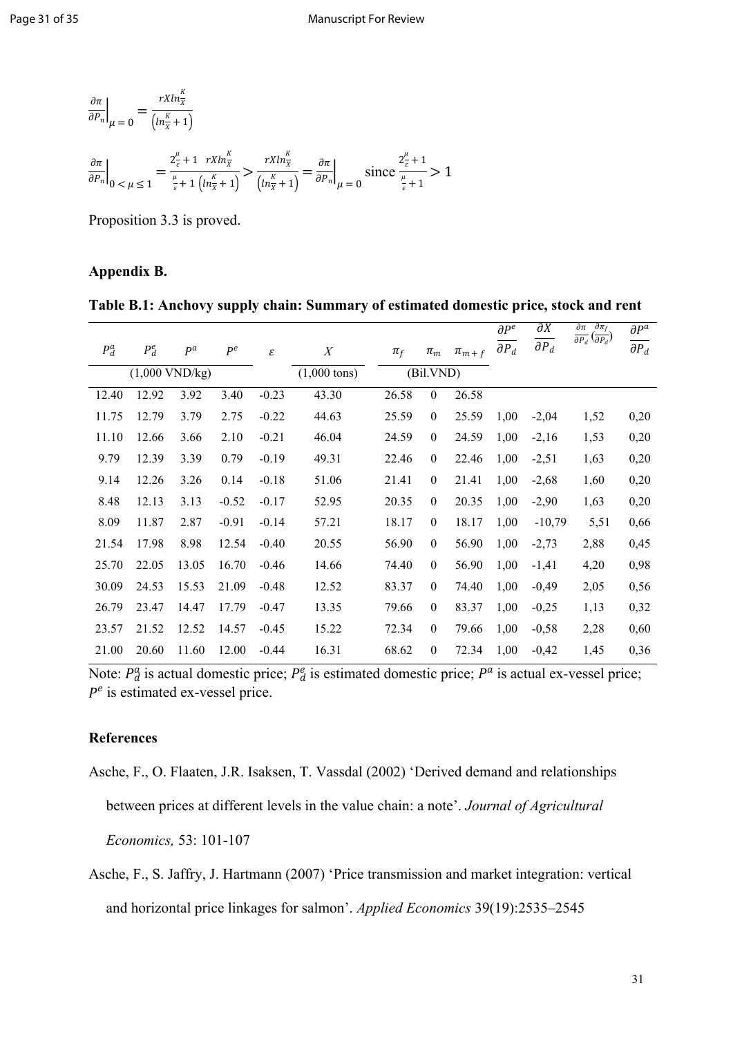$$\left.\frac{\partial \pi}{\partial P_n}\right|_{\mu=0} = \frac{rXln\frac{K}{X}}{\left(ln\frac{K}{X}+1\right)}$$

$$\left.\frac{\partial \pi}{\partial P_n}\right|_{0<\mu\leq 1} = \frac{2\frac{\mu}{\varepsilon}+1}{\frac{\mu}{\varepsilon}+1}\frac{rXln\frac{K}{X}}{\left(ln\frac{K}{X}+1\right)} > \frac{rXln\frac{K}{X}}{\left(ln\frac{K}{X}+1\right)} = \left.\frac{\partial \pi}{\partial P_n}\right|_{\mu=0} \text{ since } \frac{2\frac{\mu}{\varepsilon}+1}{\frac{\mu}{\varepsilon}+1} > 1$$

Proposition 3.3 is proved.

## Appendix B.

**Table B.1: Anchovy supply chain: Summary of estimated domestic price, stock and rent**

| $P_d^a$ | $P_d^e$ | $P^a$ | $P^e$ | $\varepsilon$ | $X$ | $\pi_f$ | $\pi_m$ | $\pi_{m+f}$ | $\frac{\partial P^e}{\partial P_d}$ | $\frac{\partial X}{\partial P_d}$ | $\frac{\partial \pi}{\partial P_d}(\frac{\partial \pi_f}{\partial P_d})$ | $\frac{\partial P^a}{\partial P_d}$ |
|---|---|---|---|---|---|---|---|---|---|---|---|---|
| (1,000 VND/kg) | | | | | (1,000 tons) | (Bil.VND) | | | | | | |
| 12.40 | 12.92 | 3.92 | 3.40 | -0.23 | 43.30 | 26.58 | 0 | 26.58 | | | | |
| 11.75 | 12.79 | 3.79 | 2.75 | -0.22 | 44.63 | 25.59 | 0 | 25.59 | 1,00 | -2,04 | 1,52 | 0,20 |
| 11.10 | 12.66 | 3.66 | 2.10 | -0.21 | 46.04 | 24.59 | 0 | 24.59 | 1,00 | -2,16 | 1,53 | 0,20 |
| 9.79 | 12.39 | 3.39 | 0.79 | -0.19 | 49.31 | 22.46 | 0 | 22.46 | 1,00 | -2,51 | 1,63 | 0,20 |
| 9.14 | 12.26 | 3.26 | 0.14 | -0.18 | 51.06 | 21.41 | 0 | 21.41 | 1,00 | -2,68 | 1,60 | 0,20 |
| 8.48 | 12.13 | 3.13 | -0.52 | -0.17 | 52.95 | 20.35 | 0 | 20.35 | 1,00 | -2,90 | 1,63 | 0,20 |
| 8.09 | 11.87 | 2.87 | -0.91 | -0.14 | 57.21 | 18.17 | 0 | 18.17 | 1,00 | -10,79 | 5,51 | 0,66 |
| 21.54 | 17.98 | 8.98 | 12.54 | -0.40 | 20.55 | 56.90 | 0 | 56.90 | 1,00 | -2,73 | 2,88 | 0,45 |
| 25.70 | 22.05 | 13.05 | 16.70 | -0.46 | 14.66 | 74.40 | 0 | 56.90 | 1,00 | -1,41 | 4,20 | 0,98 |
| 30.09 | 24.53 | 15.53 | 21.09 | -0.48 | 12.52 | 83.37 | 0 | 74.40 | 1,00 | -0,49 | 2,05 | 0,56 |
| 26.79 | 23.47 | 14.47 | 17.79 | -0.47 | 13.35 | 79.66 | 0 | 83.37 | 1,00 | -0,25 | 1,13 | 0,32 |
| 23.57 | 21.52 | 12.52 | 14.57 | -0.45 | 15.22 | 72.34 | 0 | 79.66 | 1,00 | -0,58 | 2,28 | 0,60 |
| 21.00 | 20.60 | 11.60 | 12.00 | -0.44 | 16.31 | 68.62 | 0 | 72.34 | 1,00 | -0,42 | 1,45 | 0,36 |

Note: $P_d^a$ is actual domestic price; $P_d^e$ is estimated domestic price; $P^a$ is actual ex-vessel price; $P^e$ is estimated ex-vessel price.

## References

Asche, F., O. Flaaten, J.R. Isaksen, T. Vassdal (2002) 'Derived demand and relationships between prices at different levels in the value chain: a note'. *Journal of Agricultural Economics,* 53: 101-107

Asche, F., S. Jaffry, J. Hartmann (2007) 'Price transmission and market integration: vertical and horizontal price linkages for salmon'. *Applied Economics* 39(19):2535–2545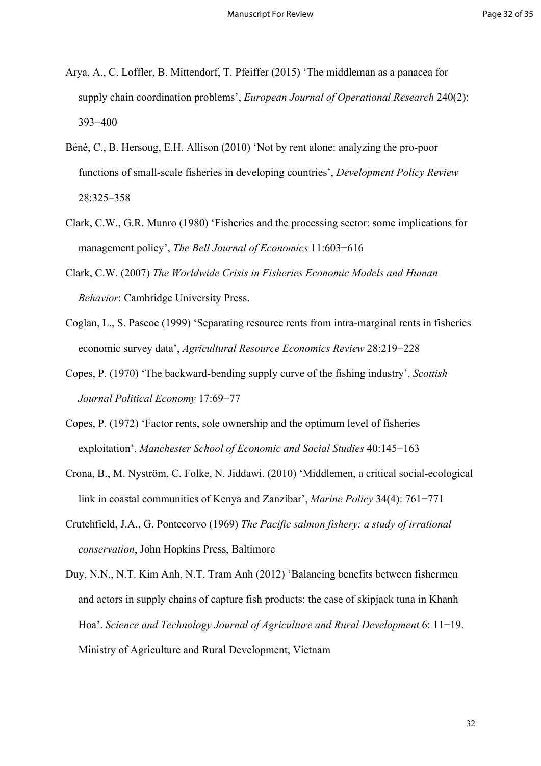Arya, A., C. Loffler, B. Mittendorf, T. Pfeiffer (2015) 'The middleman as a panacea for supply chain coordination problems', *European Journal of Operational Research* 240(2): 393−400

Béné, C., B. Hersoug, E.H. Allison (2010) 'Not by rent alone: analyzing the pro-poor functions of small-scale fisheries in developing countries', *Development Policy Review* 28:325–358

Clark, C.W., G.R. Munro (1980) 'Fisheries and the processing sector: some implications for management policy', *The Bell Journal of Economics* 11:603−616

Clark, C.W. (2007) *The Worldwide Crisis in Fisheries Economic Models and Human Behavior*: Cambridge University Press.

Coglan, L., S. Pascoe (1999) 'Separating resource rents from intra-marginal rents in fisheries economic survey data', *Agricultural Resource Economics Review* 28:219−228

Copes, P. (1970) 'The backward-bending supply curve of the fishing industry', *Scottish Journal Political Economy* 17:69−77

Copes, P. (1972) 'Factor rents, sole ownership and the optimum level of fisheries exploitation', *Manchester School of Economic and Social Studies* 40:145−163

Crona, B., M. Nyström, C. Folke, N. Jiddawi. (2010) 'Middlemen, a critical social-ecological link in coastal communities of Kenya and Zanzibar', *Marine Policy* 34(4): 761−771

Crutchfield, J.A., G. Pontecorvo (1969) *The Pacific salmon fishery: a study of irrational conservation*, John Hopkins Press, Baltimore

Duy, N.N., N.T. Kim Anh, N.T. Tram Anh (2012) 'Balancing benefits between fishermen and actors in supply chains of capture fish products: the case of skipjack tuna in Khanh Hoa'. *Science and Technology Journal of Agriculture and Rural Development* 6: 11−19. Ministry of Agriculture and Rural Development, Vietnam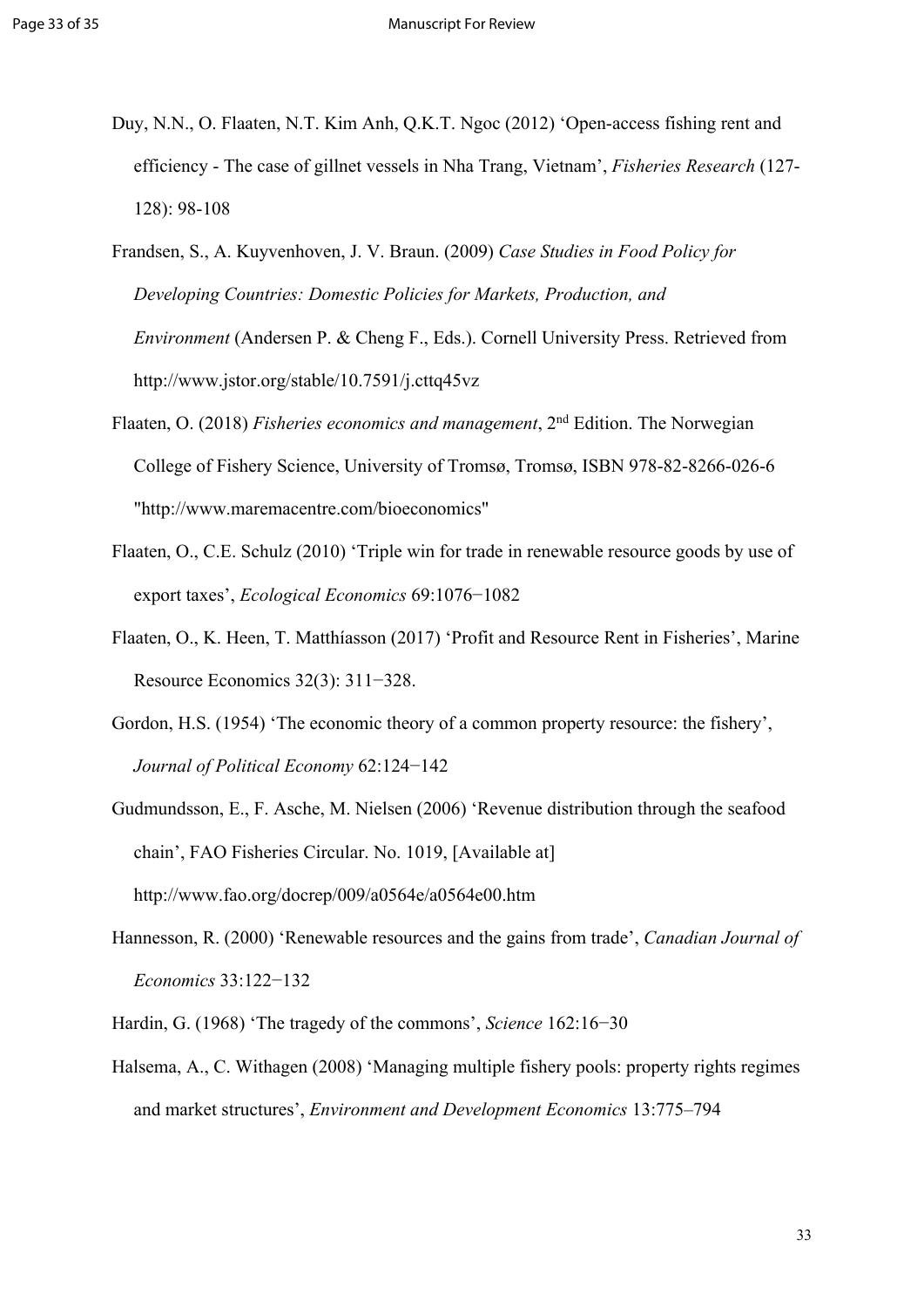Duy, N.N., O. Flaaten, N.T. Kim Anh, Q.K.T. Ngoc (2012) 'Open-access fishing rent and efficiency - The case of gillnet vessels in Nha Trang, Vietnam', *Fisheries Research* (127-128): 98-108

Frandsen, S., A. Kuyvenhoven, J. V. Braun. (2009) *Case Studies in Food Policy for Developing Countries: Domestic Policies for Markets, Production, and Environment* (Andersen P. & Cheng F., Eds.). Cornell University Press. Retrieved from http://www.jstor.org/stable/10.7591/j.cttq45vz

Flaaten, O. (2018) *Fisheries economics and management*, 2nd Edition. The Norwegian College of Fishery Science, University of Tromsø, Tromsø, ISBN 978-82-8266-026-6 "http://www.maremacentre.com/bioeconomics"

Flaaten, O., C.E. Schulz (2010) 'Triple win for trade in renewable resource goods by use of export taxes', *Ecological Economics* 69:1076−1082

Flaaten, O., K. Heen, T. Matthíasson (2017) 'Profit and Resource Rent in Fisheries', Marine Resource Economics 32(3): 311−328.

Gordon, H.S. (1954) 'The economic theory of a common property resource: the fishery', *Journal of Political Economy* 62:124−142

Gudmundsson, E., F. Asche, M. Nielsen (2006) 'Revenue distribution through the seafood chain', FAO Fisheries Circular. No. 1019, [Available at] http://www.fao.org/docrep/009/a0564e/a0564e00.htm

Hannesson, R. (2000) 'Renewable resources and the gains from trade', *Canadian Journal of Economics* 33:122−132

Hardin, G. (1968) 'The tragedy of the commons', *Science* 162:16−30

Halsema, A., C. Withagen (2008) 'Managing multiple fishery pools: property rights regimes and market structures', *Environment and Development Economics* 13:775–794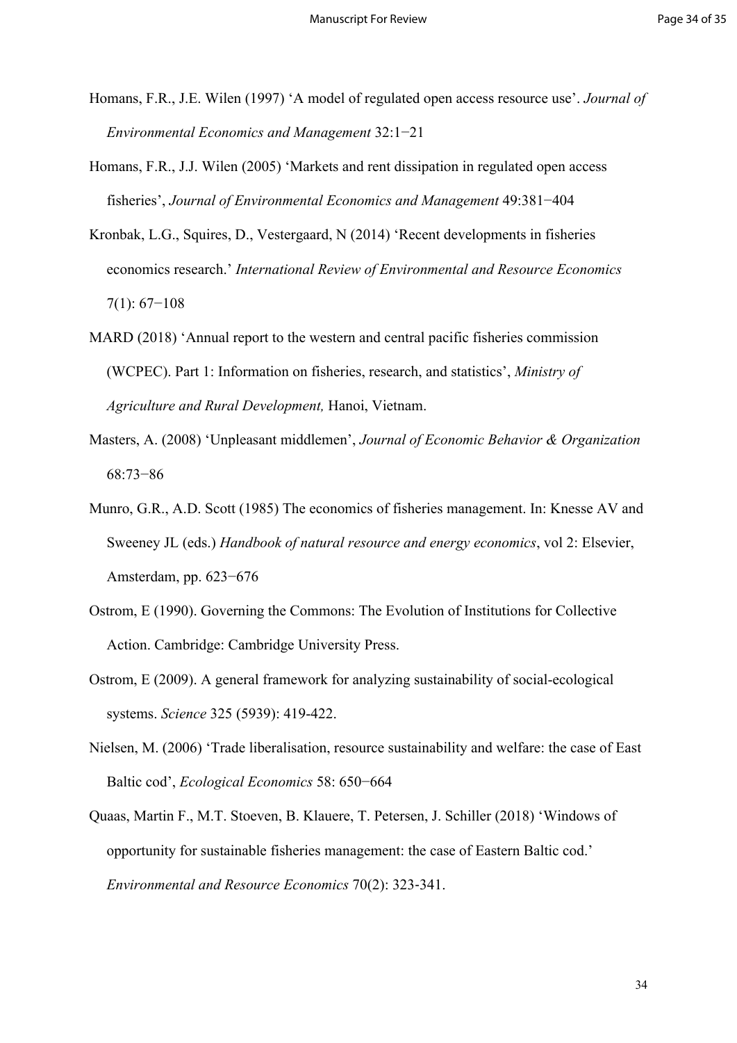Homans, F.R., J.E. Wilen (1997) 'A model of regulated open access resource use'. *Journal of Environmental Economics and Management* 32:1−21

Homans, F.R., J.J. Wilen (2005) 'Markets and rent dissipation in regulated open access fisheries', *Journal of Environmental Economics and Management* 49:381−404

Kronbak, L.G., Squires, D., Vestergaard, N (2014) 'Recent developments in fisheries economics research.' *International Review of Environmental and Resource Economics* 7(1): 67−108

MARD (2018) 'Annual report to the western and central pacific fisheries commission (WCPEC). Part 1: Information on fisheries, research, and statistics', *Ministry of Agriculture and Rural Development,* Hanoi, Vietnam.

Masters, A. (2008) 'Unpleasant middlemen', *Journal of Economic Behavior & Organization* 68:73−86

Munro, G.R., A.D. Scott (1985) The economics of fisheries management. In: Knesse AV and Sweeney JL (eds.) *Handbook of natural resource and energy economics*, vol 2: Elsevier, Amsterdam, pp. 623−676

Ostrom, E (1990). Governing the Commons: The Evolution of Institutions for Collective Action. Cambridge: Cambridge University Press.

Ostrom, E (2009). A general framework for analyzing sustainability of social-ecological systems. *Science* 325 (5939): 419-422.

Nielsen, M. (2006) 'Trade liberalisation, resource sustainability and welfare: the case of East Baltic cod', *Ecological Economics* 58: 650−664

Quaas, Martin F., M.T. Stoeven, B. Klauere, T. Petersen, J. Schiller (2018) 'Windows of opportunity for sustainable fisheries management: the case of Eastern Baltic cod.' *Environmental and Resource Economics* 70(2): 323-341.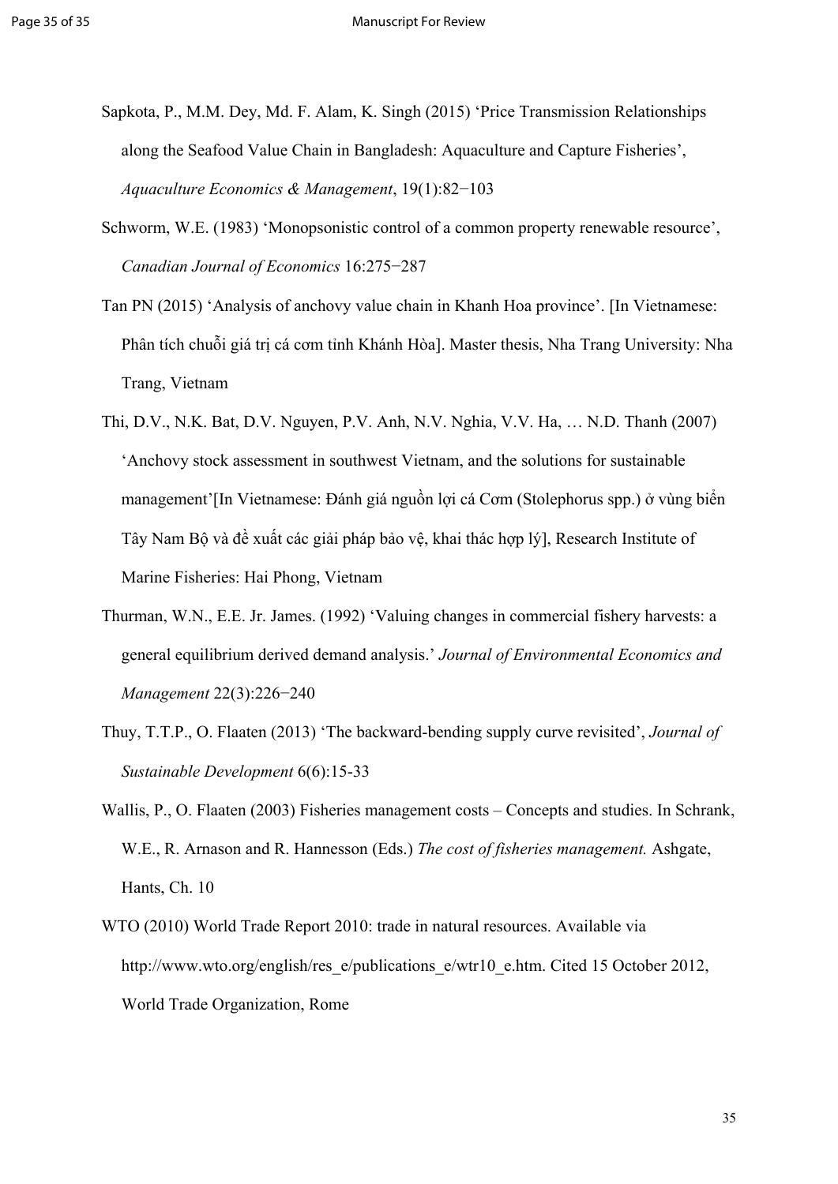Sapkota, P., M.M. Dey, Md. F. Alam, K. Singh (2015) 'Price Transmission Relationships along the Seafood Value Chain in Bangladesh: Aquaculture and Capture Fisheries', *Aquaculture Economics & Management*, 19(1):82−103

Schworm, W.E. (1983) 'Monopsonistic control of a common property renewable resource', *Canadian Journal of Economics* 16:275−287

Tan PN (2015) 'Analysis of anchovy value chain in Khanh Hoa province'. [In Vietnamese: Phân tích chuỗi giá trị cá cơm tỉnh Khánh Hòa]. Master thesis, Nha Trang University: Nha Trang, Vietnam

Thi, D.V., N.K. Bat, D.V. Nguyen, P.V. Anh, N.V. Nghia, V.V. Ha, … N.D. Thanh (2007) 'Anchovy stock assessment in southwest Vietnam, and the solutions for sustainable management'[In Vietnamese: Đánh giá nguồn lợi cá Cơm (Stolephorus spp.) ở vùng biển Tây Nam Bộ và đề xuất các giải pháp bảo vệ, khai thác hợp lý], Research Institute of Marine Fisheries: Hai Phong, Vietnam

Thurman, W.N., E.E. Jr. James. (1992) 'Valuing changes in commercial fishery harvests: a general equilibrium derived demand analysis.' *Journal of Environmental Economics and Management* 22(3):226−240

Thuy, T.T.P., O. Flaaten (2013) 'The backward-bending supply curve revisited', *Journal of Sustainable Development* 6(6):15-33

Wallis, P., O. Flaaten (2003) Fisheries management costs – Concepts and studies. In Schrank, W.E., R. Arnason and R. Hannesson (Eds.) *The cost of fisheries management.* Ashgate, Hants, Ch. 10

WTO (2010) World Trade Report 2010: trade in natural resources. Available via http://www.wto.org/english/res_e/publications_e/wtr10_e.htm. Cited 15 October 2012, World Trade Organization, Rome